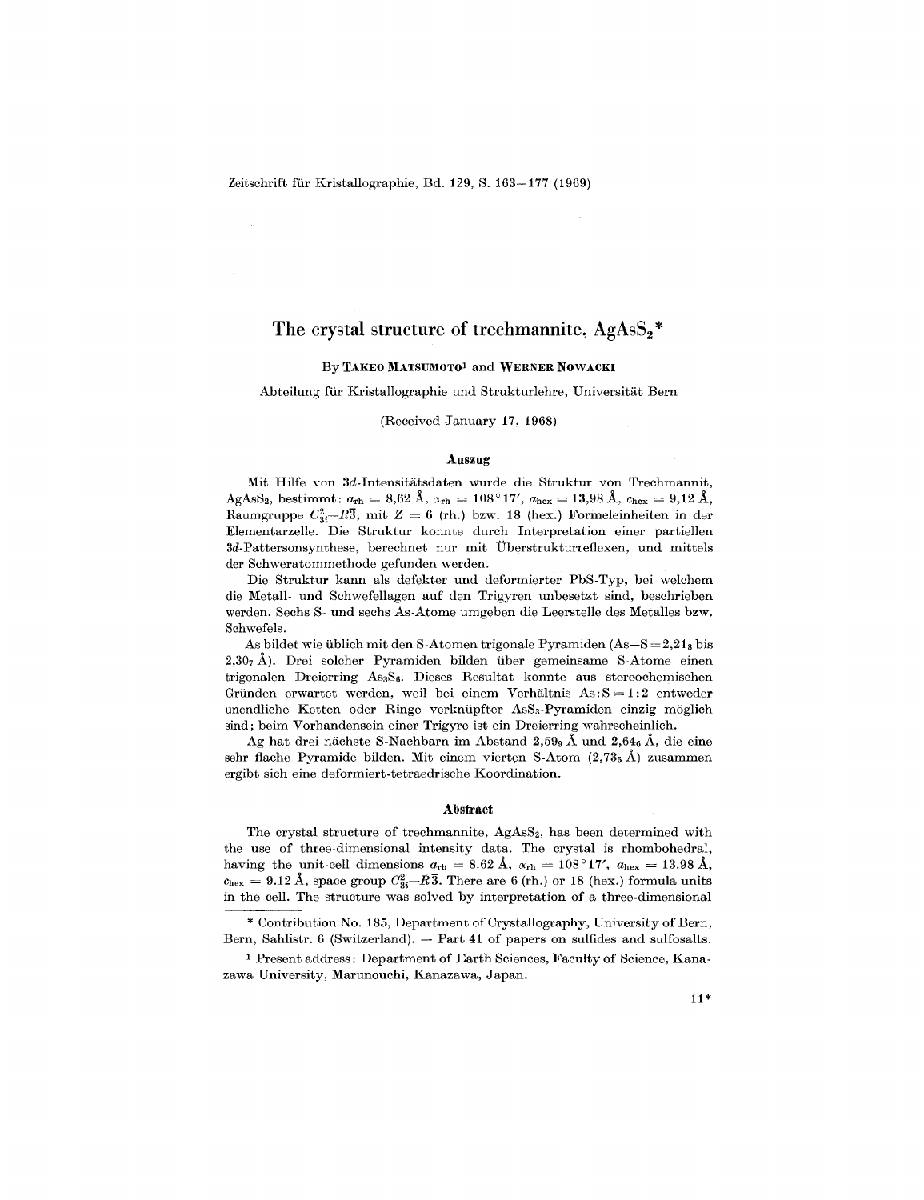# The crystal structure of trechmannite, $AgAsS_2$*

By **Takeo Matsumoto**[1] and **Werner Nowacki**

Abteilung für Kristallographie und Strukturlehre, Universität Bern

(Received January 17, 1968)

## Auszug

Mit Hilfe von 3*d*-Intensitätsdaten wurde die Struktur von Trechmannit, $AgAsS_2$, bestimmt: $a_{rh} = 8{,}62$ Å, $\alpha_{rh} = 108°17'$, $a_{hex} = 13{,}98$ Å, $c_{hex} = 9{,}12$ Å, Raumgruppe $C_{3i}^2$–$R\bar{3}$, mit $Z = 6$ (rh.) bzw. 18 (hex.) Formeleinheiten in der Elementarzelle. Die Struktur konnte durch Interpretation einer partiellen 3*d*-Pattersonsynthese, berechnet nur mit Überstrukturreflexen, und mittels der Schweratommethode gefunden werden.

Die Struktur kann als defekter und deformierter PbS-Typ, bei welchem die Metall- und Schwefellagen auf den Trigyren unbesetzt sind, beschrieben werden. Sechs S- und sechs As-Atome umgeben die Leerstelle des Metalles bzw. Schwefels.

As bildet wie üblich mit den S-Atomen trigonale Pyramiden (As—S $= 2{,}21_8$ bis $2{,}30_7$ Å). Drei solcher Pyramiden bilden über gemeinsame S-Atome einen trigonalen Dreierring $As_3S_6$. Dieses Resultat konnte aus stereochemischen Gründen erwartet werden, weil bei einem Verhältnis As:S $= 1:2$ entweder unendliche Ketten oder Ringe verknüpfter $AsS_3$-Pyramiden einzig möglich sind; beim Vorhandensein einer Trigyre ist ein Dreierring wahrscheinlich.

Ag hat drei nächste S-Nachbarn im Abstand $2{,}59_9$ Å und $2{,}64_6$ Å, die eine sehr flache Pyramide bilden. Mit einem vierten S-Atom ($2{,}73_5$ Å) zusammen ergibt sich eine deformiert-tetraedrische Koordination.

## Abstract

The crystal structure of trechmannite, $AgAsS_2$, has been determined with the use of three-dimensional intensity data. The crystal is rhombohedral, having the unit-cell dimensions $a_{rh} = 8.62$ Å, $\alpha_{rh} = 108°17'$, $a_{hex} = 13.98$ Å, $c_{hex} = 9.12$ Å, space group $C_{3i}^2$–$R\bar{3}$. There are 6 (rh.) or 18 (hex.) formula units in the cell. The structure was solved by interpretation of a three-dimensional

---

* Contribution No. 185, Department of Crystallography, University of Bern, Bern, Sahlistr. 6 (Switzerland). — Part 41 of papers on sulfides and sulfosalts.

[1] Present address: Department of Earth Sciences, Faculty of Science, Kanazawa University, Marunouchi, Kanazawa, Japan.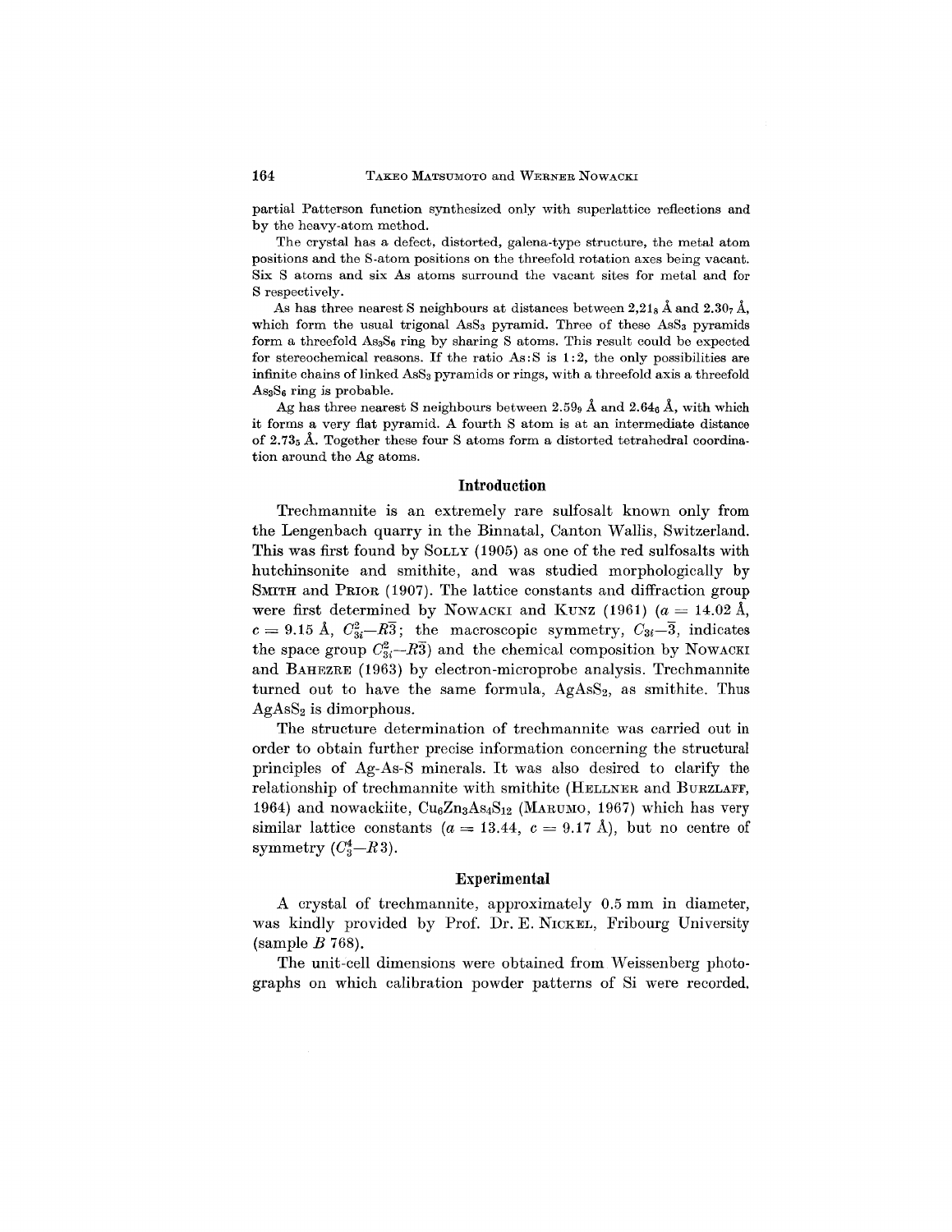partial Patterson function synthesized only with superlattice reflections and by the heavy-atom method.

The crystal has a defect, distorted, galena-type structure, the metal atom positions and the S-atom positions on the threefold rotation axes being vacant. Six S atoms and six As atoms surround the vacant sites for metal and for S respectively.

As has three nearest S neighbours at distances between $2{,}21_8$ Å and $2.30_7$ Å, which form the usual trigonal $AsS_3$ pyramid. Three of these $AsS_3$ pyramids form a threefold $As_3S_6$ ring by sharing S atoms. This result could be expected for stereochemical reasons. If the ratio As:S is 1:2, the only possibilities are infinite chains of linked $AsS_3$ pyramids or rings, with a threefold axis a threefold $As_3S_6$ ring is probable.

Ag has three nearest S neighbours between $2.59_9$ Å and $2.64_6$ Å, with which it forms a very flat pyramid. A fourth S atom is at an intermediate distance of $2.73_5$ Å. Together these four S atoms form a distorted tetrahedral coordination around the Ag atoms.

## Introduction

Trechmannite is an extremely rare sulfosalt known only from the Lengenbach quarry in the Binnatal, Canton Wallis, Switzerland. This was first found by SOLLY (1905) as one of the red sulfosalts with hutchinsonite and smithite, and was studied morphologically by SMITH and PRIOR (1907). The lattice constants and diffraction group were first determined by NOWACKI and KUNZ (1961) ($a = 14.02$ Å, $c = 9.15$ Å, $C_{3i}^2$—$R\overline{3}$; the macroscopic symmetry, $C_{3i}$—$\overline{3}$, indicates the space group $C_{3i}^2$—$R\overline{3}$) and the chemical composition by NOWACKI and BAHEZRE (1963) by electron-microprobe analysis. Trechmannite turned out to have the same formula, $AgAsS_2$, as smithite. Thus $AgAsS_2$ is dimorphous.

The structure determination of trechmannite was carried out in order to obtain further precise information concerning the structural principles of Ag-As-S minerals. It was also desired to clarify the relationship of trechmannite with smithite (HELLNER and BURZLAFF, 1964) and nowackiite, $Cu_6Zn_3As_4S_{12}$ (MARUMO, 1967) which has very similar lattice constants ($a = 13.44$, $c = 9.17$ Å), but no centre of symmetry ($C_3^4$—$R3$).

## Experimental

A crystal of trechmannite, approximately 0.5 mm in diameter, was kindly provided by Prof. Dr. E. NICKEL, Fribourg University (sample *B* 768).

The unit-cell dimensions were obtained from Weissenberg photographs on which calibration powder patterns of Si were recorded.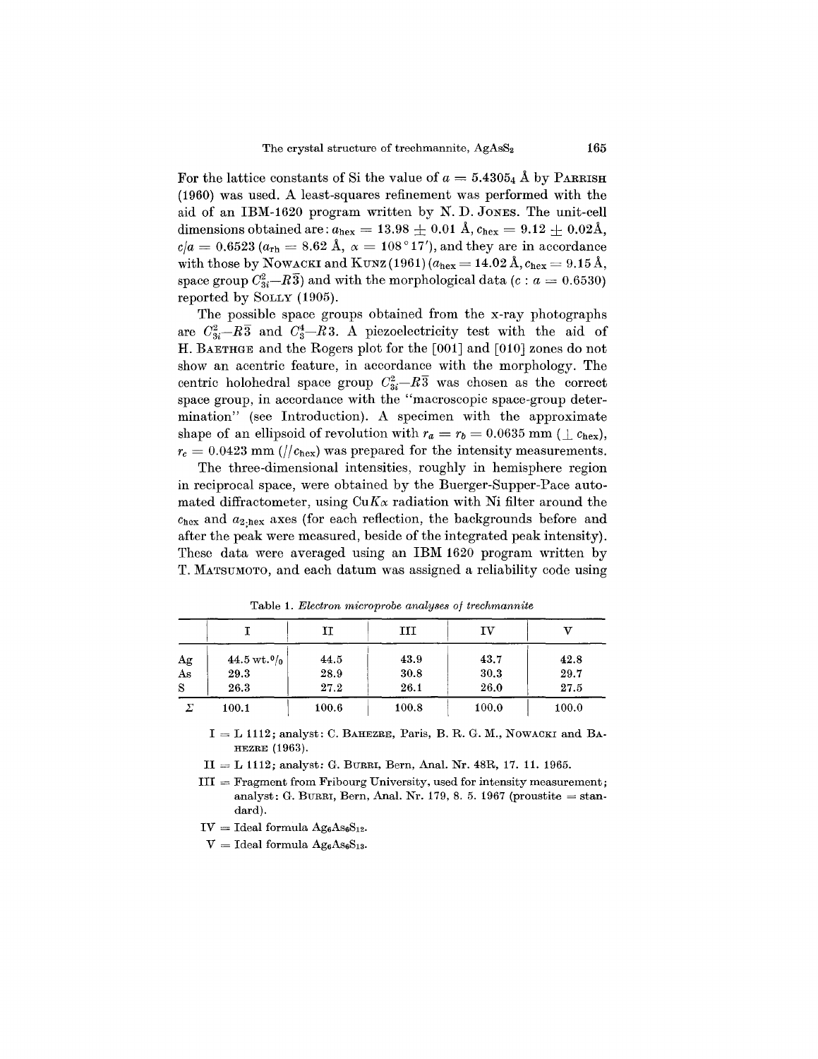For the lattice constants of Si the value of $a = 5.43054$ Å by PARRISH (1960) was used. A least-squares refinement was performed with the aid of an IBM-1620 program written by N. D. JONES. The unit-cell dimensions obtained are: $a_{\text{hex}} = 13.98 \pm 0.01$ Å, $c_{\text{hex}} = 9.12 \pm 0.02$Å, $c/a = 0.6523$ ($a_{\text{rh}} = 8.62$ Å, $\alpha = 108°17'$), and they are in accordance with those by NOWACKI and KUNZ (1961) ($a_{\text{hex}} = 14.02$ Å, $c_{\text{hex}} = 9.15$ Å, space group $C_{3i}^2$—$R\bar{3}$) and with the morphological data ($c : a = 0.6530$) reported by SOLLY (1905).

The possible space groups obtained from the x-ray photographs are $C_{3i}^2$—$R\bar{3}$ and $C_3^4$—$R3$. A piezoelectricity test with the aid of H. BAETHGE and the Rogers plot for the [001] and [010] zones do not show an acentric feature, in accordance with the morphology. The centric holohedral space group $C_{3i}^2$—$R\bar{3}$ was chosen as the correct space group, in accordance with the "macroscopic space-group determination" (see Introduction). A specimen with the approximate shape of an ellipsoid of revolution with $r_a = r_b = 0.0635$ mm ($\perp c_{\text{hex}}$), $r_c = 0.0423$ mm ($// c_{\text{hex}}$) was prepared for the intensity measurements.

The three-dimensional intensities, roughly in hemisphere region in reciprocal space, were obtained by the Buerger-Supper-Pace automated diffractometer, using Cu$K\alpha$ radiation with Ni filter around the $c_{\text{hex}}$ and $a_{2;\text{hex}}$ axes (for each reflection, the backgrounds before and after the peak were measured, beside of the integrated peak intensity). These data were averaged using an IBM 1620 program written by T. MATSUMOTO, and each datum was assigned a reliability code using

Table 1. *Electron microprobe analyses of trechmannite*

| | I | II | III | IV | V |
|---|---|---|---|---|---|
| Ag | 44.5 wt.% | 44.5 | 43.9 | 43.7 | 42.8 |
| As | 29.3 | 28.9 | 30.8 | 30.3 | 29.7 |
| S | 26.3 | 27.2 | 26.1 | 26.0 | 27.5 |
| $\Sigma$ | 100.1 | 100.6 | 100.8 | 100.0 | 100.0 |

I = L 1112; analyst: C. BAHEZRE, Paris, B. R. G. M., NOWACKI and BAHEZRE (1963).

II = L 1112; analyst: G. BURRI, Bern, Anal. Nr. 48R, 17. 11. 1965.

III = Fragment from Fribourg University, used for intensity measurement; analyst: G. BURRI, Bern, Anal. Nr. 179, 8. 5. 1967 (proustite = standard).

IV = Ideal formula $Ag_6As_6S_{12}$.

V = Ideal formula $Ag_6As_6S_{13}$.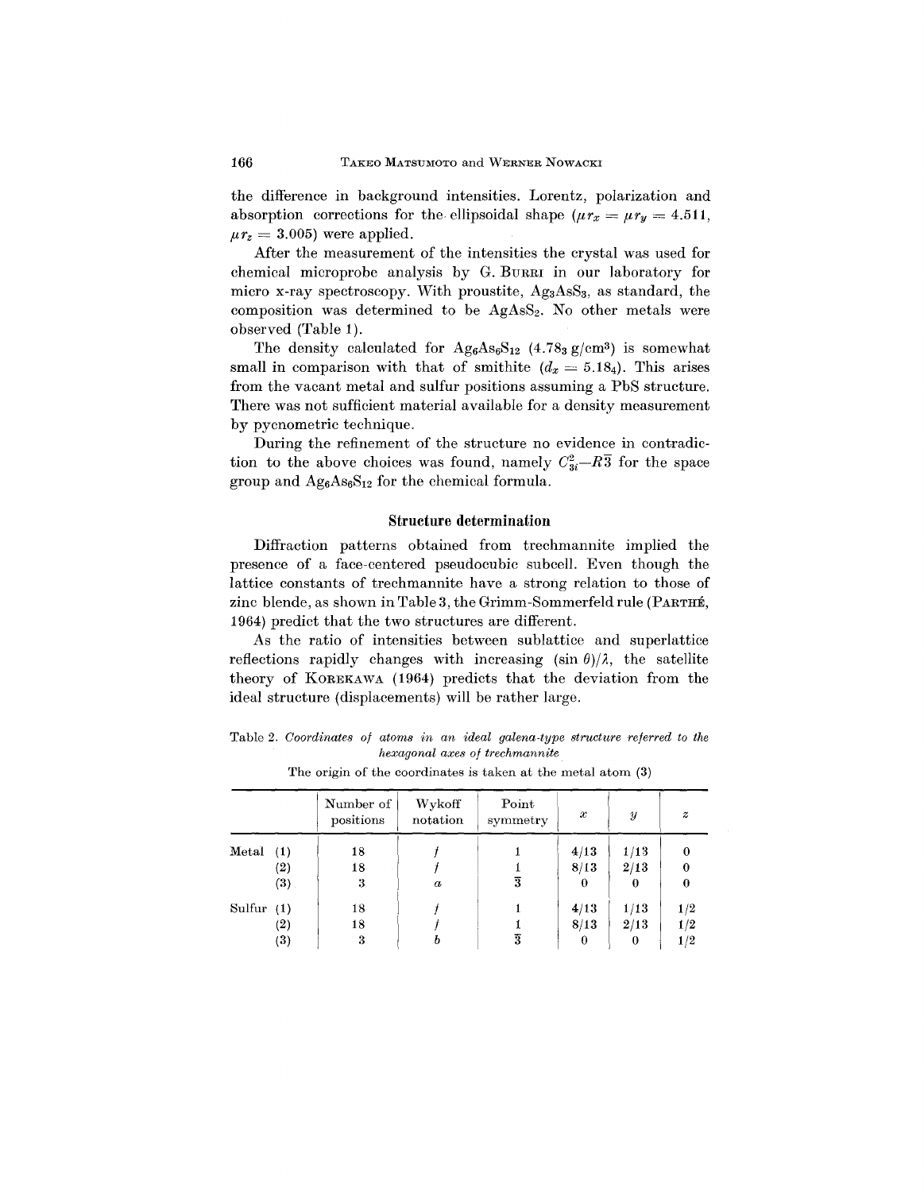the difference in background intensities. Lorentz, polarization and absorption corrections for the ellipsoidal shape ($\mu r_x = \mu r_y = 4.511$, $\mu r_z = 3.005$) were applied.

After the measurement of the intensities the crystal was used for chemical microprobe analysis by G. BURRI in our laboratory for micro x-ray spectroscopy. With proustite, $Ag_3AsS_3$, as standard, the composition was determined to be $AgAsS_2$. No other metals were observed (Table 1).

The density calculated for $Ag_6As_6S_{12}$ ($4.78_3$ g/cm$^3$) is somewhat small in comparison with that of smithite ($d_x = 5.18_4$). This arises from the vacant metal and sulfur positions assuming a PbS structure. There was not sufficient material available for a density measurement by pycnometric technique.

During the refinement of the structure no evidence in contradiction to the above choices was found, namely $C_{3i}^2$—$R\bar{3}$ for the space group and $Ag_6As_6S_{12}$ for the chemical formula.

## Structure determination

Diffraction patterns obtained from trechmannite implied the presence of a face-centered pseudocubic subcell. Even though the lattice constants of trechmannite have a strong relation to those of zinc blende, as shown in Table 3, the Grimm-Sommerfeld rule (PARTHÉ, 1964) predict that the two structures are different.

As the ratio of intensities between sublattice and superlattice reflections rapidly changes with increasing $(\sin\theta)/\lambda$, the satellite theory of KOREKAWA (1964) predicts that the deviation from the ideal structure (displacements) will be rather large.

Table 2. *Coordinates of atoms in an ideal galena-type structure referred to the hexagonal axes of trechmannite*

The origin of the coordinates is taken at the metal atom (3)

| | Number of positions | Wykoff notation | Point symmetry | $x$ | $y$ | $z$ |
|---|---|---|---|---|---|---|
| Metal (1) | 18 | $f$ | 1 | 4/13 | 1/13 | 0 |
| (2) | 18 | $f$ | 1 | 8/13 | 2/13 | 0 |
| (3) | 3 | $a$ | $\bar{3}$ | 0 | 0 | 0 |
| Sulfur (1) | 18 | $f$ | 1 | 4/13 | 1/13 | 1/2 |
| (2) | 18 | $f$ | 1 | 8/13 | 2/13 | 1/2 |
| (3) | 3 | $b$ | $\bar{3}$ | 0 | 0 | 1/2 |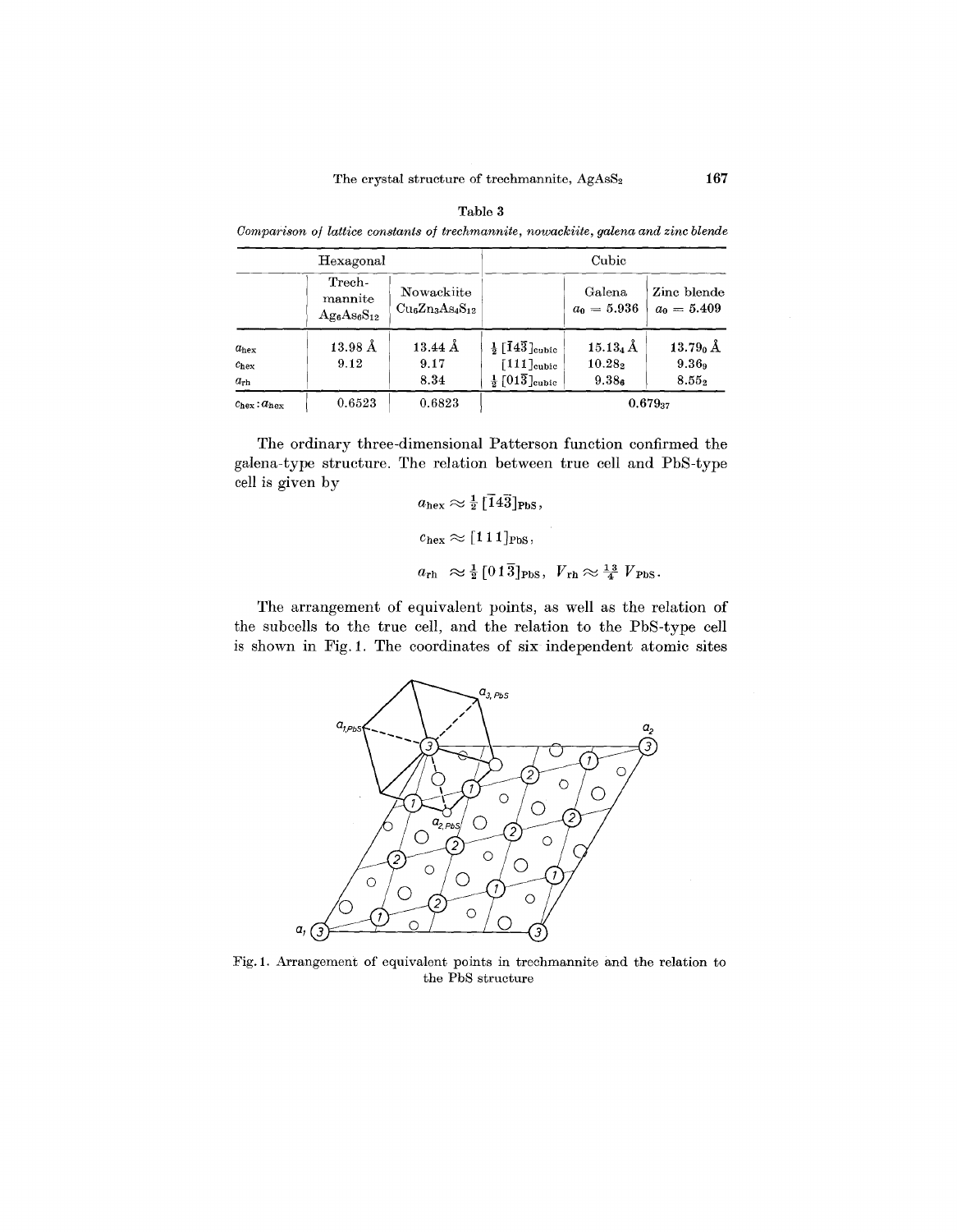Table 3

*Comparison of lattice constants of trechmannite, nowackiite, galena and zinc blende*

| Hexagonal | | | Cubic | | |
|---|---|---|---|---|---|
| | Trech-mannite $Ag_6As_6S_{12}$ | Nowackiite $Cu_6Zn_3As_4S_{12}$ | | Galena $a_0 = 5.936$ | Zinc blende $a_0 = 5.409$ |
| $a_{hex}$ | 13.98 Å | 13.44 Å | $\frac{1}{2}[\bar{1}4\bar{3}]_{cubic}$ | $15.13_4$ Å | $13.79_0$ Å |
| $c_{hex}$ | 9.12 | 9.17 | $[111]_{cubic}$ | $10.28_2$ | $9.36_9$ |
| $a_{rh}$ | | 8.34 | $\frac{1}{2}[01\bar{3}]_{cubic}$ | $9.38_6$ | $8.55_2$ |
| $c_{hex} : a_{hex}$ | 0.6523 | 0.6823 | | $0.679_{37}$ | |

The ordinary three-dimensional Patterson function confirmed the galena-type structure. The relation between true cell and PbS-type cell is given by

$$a_{hex} \approx \tfrac{1}{2}[\bar{1}4\bar{3}]_{PbS},$$

$$c_{hex} \approx [1\,1\,1]_{PbS},$$

$$a_{rh} \approx \tfrac{1}{2}[0\,1\,\bar{3}]_{PbS}, \quad V_{rh} \approx \tfrac{13}{4}\,V_{PbS}.$$

The arrangement of equivalent points, as well as the relation of the subcells to the true cell, and the relation to the PbS-type cell is shown in Fig. 1. The coordinates of six independent atomic sites

Fig. 1. Arrangement of equivalent points in trechmannite and the relation to the PbS structure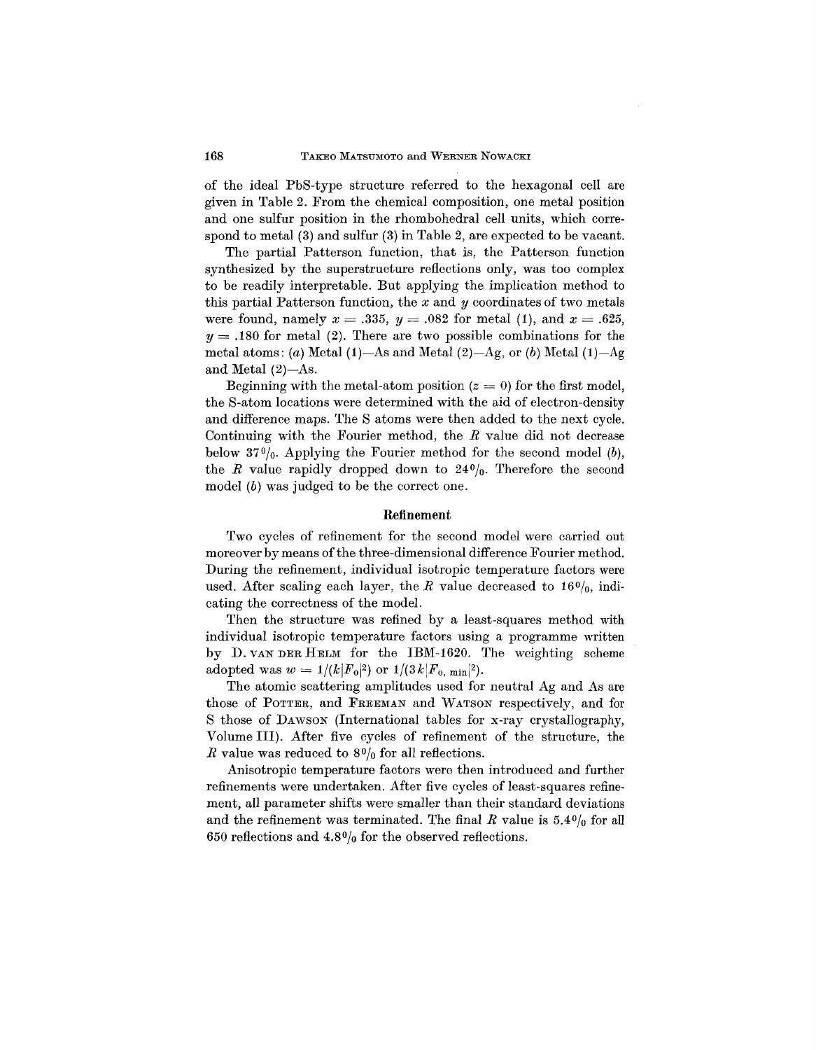of the ideal PbS-type structure referred to the hexagonal cell are given in Table 2. From the chemical composition, one metal position and one sulfur position in the rhombohedral cell units, which correspond to metal (3) and sulfur (3) in Table 2, are expected to be vacant.

The partial Patterson function, that is, the Patterson function synthesized by the superstructure reflections only, was too complex to be readily interpretable. But applying the implication method to this partial Patterson function, the $x$ and $y$ coordinates of two metals were found, namely $x = .335$, $y = .082$ for metal (1), and $x = .625$, $y = .180$ for metal (2). There are two possible combinations for the metal atoms: (*a*) Metal (1)—As and Metal (2)—Ag, or (*b*) Metal (1)—Ag and Metal (2)—As.

Beginning with the metal-atom position ($z = 0$) for the first model, the S-atom locations were determined with the aid of electron-density and difference maps. The S atoms were then added to the next cycle. Continuing with the Fourier method, the $R$ value did not decrease below 37%. Applying the Fourier method for the second model (*b*), the $R$ value rapidly dropped down to 24%. Therefore the second model (*b*) was judged to be the correct one.

## Refinement

Two cycles of refinement for the second model were carried out moreover by means of the three-dimensional difference Fourier method. During the refinement, individual isotropic temperature factors were used. After scaling each layer, the $R$ value decreased to 16%, indicating the correctness of the model.

Then the structure was refined by a least-squares method with individual isotropic temperature factors using a programme written by D. VAN DER HELM for the IBM-1620. The weighting scheme adopted was $w = 1/(k|F_o|^2)$ or $1/(3k|F_{o,\,\min}|^2)$.

The atomic scattering amplitudes used for neutral Ag and As are those of POTTER, and FREEMAN and WATSON respectively, and for S those of DAWSON (International tables for x-ray crystallography, Volume III). After five cycles of refinement of the structure, the $R$ value was reduced to 8% for all reflections.

Anisotropic temperature factors were then introduced and further refinements were undertaken. After five cycles of least-squares refinement, all parameter shifts were smaller than their standard deviations and the refinement was terminated. The final $R$ value is 5.4% for all 650 reflections and 4.8% for the observed reflections.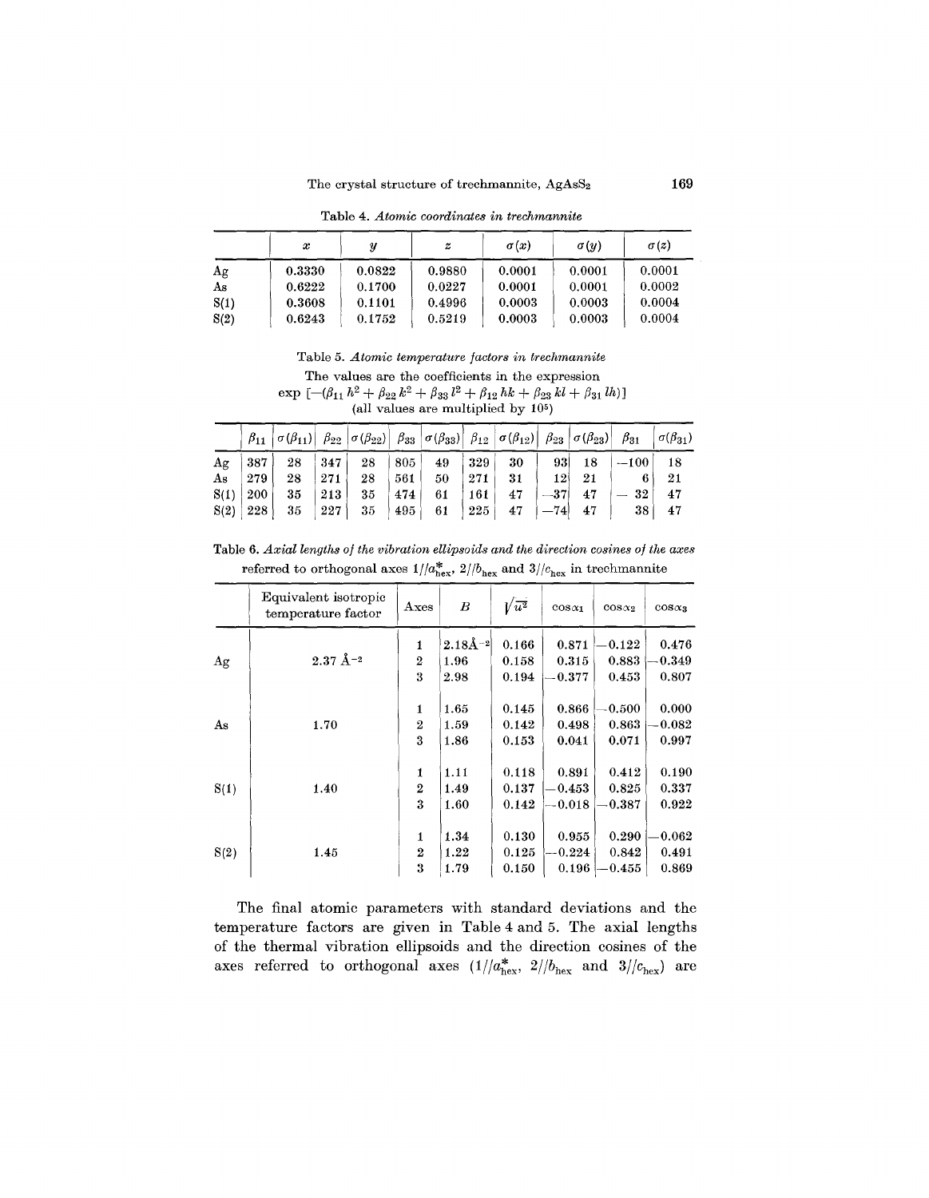Table 4. *Atomic coordinates in trechmannite*

| | $x$ | $y$ | $z$ | $\sigma(x)$ | $\sigma(y)$ | $\sigma(z)$ |
|---|---|---|---|---|---|---|
| Ag | 0.3330 | 0.0822 | 0.9880 | 0.0001 | 0.0001 | 0.0001 |
| As | 0.6222 | 0.1700 | 0.0227 | 0.0001 | 0.0001 | 0.0002 |
| S(1) | 0.3608 | 0.1101 | 0.4996 | 0.0003 | 0.0003 | 0.0004 |
| S(2) | 0.6243 | 0.1752 | 0.5219 | 0.0003 | 0.0003 | 0.0004 |

Table 5. *Atomic temperature factors in trechmannite*

The values are the coefficients in the expression
$\exp\left[-(\beta_{11}h^2 + \beta_{22}k^2 + \beta_{33}l^2 + \beta_{12}hk + \beta_{23}kl + \beta_{31}lh)\right]$
(all values are multiplied by $10^5$)

| | $\beta_{11}$ | $\sigma(\beta_{11})$ | $\beta_{22}$ | $\sigma(\beta_{22})$ | $\beta_{33}$ | $\sigma(\beta_{33})$ | $\beta_{12}$ | $\sigma(\beta_{12})$ | $\beta_{23}$ | $\sigma(\beta_{23})$ | $\beta_{31}$ | $\sigma(\beta_{31})$ |
|---|---|---|---|---|---|---|---|---|---|---|---|---|
| Ag | 387 | 28 | 347 | 28 | 805 | 49 | 329 | 30 | 93 | 18 | −100 | 18 |
| As | 279 | 28 | 271 | 28 | 561 | 50 | 271 | 31 | 12 | 21 | 6 | 21 |
| S(1) | 200 | 35 | 213 | 35 | 474 | 61 | 161 | 47 | −37 | 47 | −32 | 47 |
| S(2) | 228 | 35 | 227 | 35 | 495 | 61 | 225 | 47 | −74 | 47 | 38 | 47 |

Table 6. *Axial lengths of the vibration ellipsoids and the direction cosines of the axes* referred to orthogonal axes $1//a^*_{\text{hex}}$, $2//b_{\text{hex}}$ and $3//c_{\text{hex}}$ in trechmannite

| | Equivalent isotropic temperature factor | Axes | $B$ | $\sqrt{\overline{u^2}}$ | $\cos\alpha_1$ | $\cos\alpha_2$ | $\cos\alpha_3$ |
|---|---|---|---|---|---|---|---|
| Ag | 2.37 Å$^{-2}$ | 1 | 2.18Å$^{-2}$ | 0.166 | 0.871 | −0.122 | 0.476 |
| | | 2 | 1.96 | 0.158 | 0.315 | 0.883 | −0.349 |
| | | 3 | 2.98 | 0.194 | −0.377 | 0.453 | 0.807 |
| As | 1.70 | 1 | 1.65 | 0.145 | 0.866 | −0.500 | 0.000 |
| | | 2 | 1.59 | 0.142 | 0.498 | 0.863 | −0.082 |
| | | 3 | 1.86 | 0.153 | 0.041 | 0.071 | 0.997 |
| S(1) | 1.40 | 1 | 1.11 | 0.118 | 0.891 | 0.412 | 0.190 |
| | | 2 | 1.49 | 0.137 | −0.453 | 0.825 | 0.337 |
| | | 3 | 1.60 | 0.142 | −0.018 | −0.387 | 0.922 |
| S(2) | 1.45 | 1 | 1.34 | 0.130 | 0.955 | 0.290 | −0.062 |
| | | 2 | 1.22 | 0.125 | −0.224 | 0.842 | 0.491 |
| | | 3 | 1.79 | 0.150 | 0.196 | −0.455 | 0.869 |

The final atomic parameters with standard deviations and the temperature factors are given in Table 4 and 5. The axial lengths of the thermal vibration ellipsoids and the direction cosines of the axes referred to orthogonal axes ($1//a^*_{\text{hex}}$, $2//b_{\text{hex}}$ and $3//c_{\text{hex}}$) are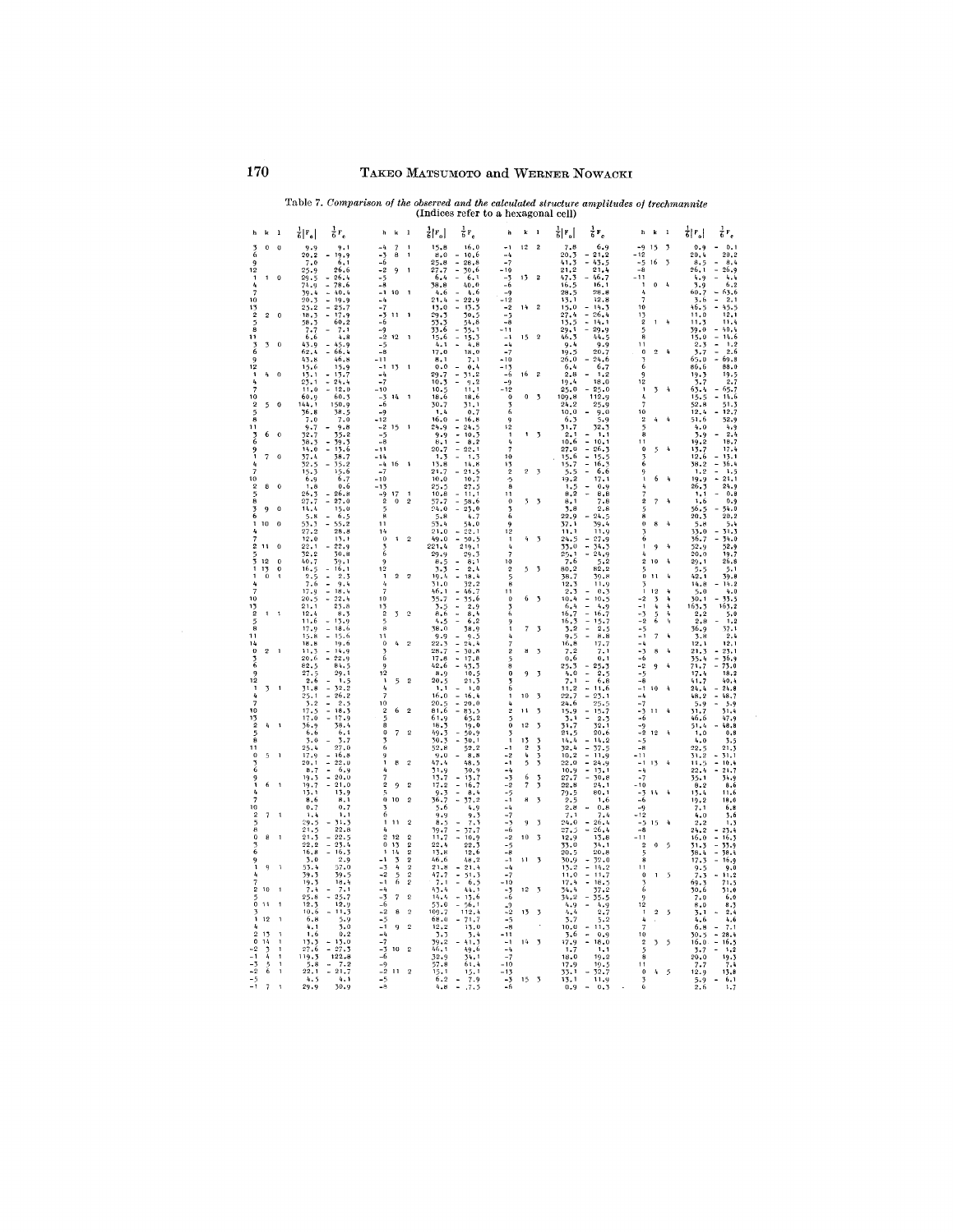Table 7. *Comparison of the observed and the calculated structure amplitudes of trechmannite* (Indices refer to a hexagonal cell)

| h | k | l | $\frac{1}{6}\|F_o\|$ | $\frac{1}{6}F_c$ |
|---|---|---|---|---|
| 3 | 0 | 0 | 9.9 | 9.1 |
| 6 | | | 20.2 | -19.9 |
| 9 | | | 7.0 | 6.1 |
| 12 | | | 25.9 | 26.6 |
| 1 | 1 | 0 | 29.5 | -26.4 |
| 4 | | | 74.9 | -78.6 |
| 7 | | | 39.4 | -40.4 |
| 10 | | | 20.3 | -19.9 |
| 13 | | | 25.2 | -25.7 |
| 2 | 2 | 0 | 18.3 | -17.9 |
| 5 | | | 58.3 | 60.2 |
| 8 | | | 7.7 | -7.1 |
| 11 | | | 6.6 | 4.8 |
| 3 | 3 | 0 | 43.9 | -45.9 |
| 6 | | | 62.4 | -66.4 |
| 9 | | | 43.8 | 46.8 |
| 12 | | | 15.6 | 15.9 |
| 1 | 4 | 0 | 13.1 | -13.7 |
| 4 | | | 23.1 | -24.4 |
| 7 | | | 11.0 | -12.0 |
| 10 | | | 60.9 | 60.3 |
| 2 | 5 | 0 | 144.1 | 150.9 |
| 5 | | | 36.8 | 38.5 |
| 8 | | | 7.0 | 7.0 |
| 11 | | | 9.7 | -9.8 |
| 3 | 6 | 0 | 32.7 | 35.2 |
| 6 | | | 38.3 | -39.3 |
| 9 | | | 14.0 | -13.6 |
| 1 | 7 | 0 | 36.7 | 38.7 |
| 4 | | | 32.5 | -35.2 |
| 7 | | | 15.3 | 15.6 |
| 10 | | | 6.9 | 6.7 |
| 2 | 8 | 0 | 1.8 | 0.6 |
| 5 | | | 26.3 | -26.8 |
| 8 | | | 27.7 | -27.0 |
| 3 | 9 | 0 | 14.4 | 15.0 |
| 6 | | | 5.8 | -6.5 |
| 1 | 10 | 0 | 53.3 | -55.2 |
| 4 | | | 27.2 | 28.8 |
| 7 | | | 12.0 | 13.1 |
| 2 | 11 | 0 | 22.1 | -22.9 |
| 5 | | | 32.2 | 30.8 |
| 3 | 12 | 0 | 40.7 | 39.1 |
| 1 | 13 | 0 | 16.5 | -16.1 |
| 1 | 0 | 1 | 2.5 | -2.3 |
| 4 | | | 7.6 | -9.4 |
| 7 | | | 17.9 | -18.4 |
| 10 | | | 20.5 | -22.4 |
| 13 | | | 21.1 | 23.8 |
| 2 | 1 | 1 | 12.4 | 8.3 |
| 5 | | | 11.6 | -13.9 |
| 8 | | | 17.9 | -18.6 |
| 11 | | | 15.8 | -15.6 |
| 14 | | | 18.8 | 19.6 |
| 0 | 2 | 1 | 11.3 | -14.9 |
| 3 | | | 20.6 | -22.9 |
| 6 | | | 82.5 | 84.5 |
| 9 | | | 27.5 | 29.1 |
| 12 | | | 2.6 | -1.5 |
| 1 | 3 | 1 | 31.8 | -32.2 |
| 4 | | | 25.1 | -26.2 |
| 7 | | | 3.2 | -2.5 |
| 10 | | | 17.5 | -18.3 |
| 13 | | | 17.0 | -17.9 |
| 2 | 4 | 1 | 36.9 | 38.4 |
| 5 | | | 6.6 | 6.4 |
| 8 | | | 3.0 | -3.7 |
| 11 | | | 25.4 | 27.0 |
| 0 | 5 | 1 | 17.9 | -16.8 |
| 3 | | | 20.1 | -22.0 |
| 6 | | | 8.7 | -6.9 |
| 9 | | | 19.3 | -20.0 |
| 1 | 6 | 1 | 19.7 | -21.0 |
| 4 | | | 13.1 | 13.9 |
| 7 | | | 8.6 | 8.1 |
| 10 | | | 0.7 | 0.7 |
| 2 | 7 | 1 | 1.4 | 1.1 |
| 5 | | | 29.5 | -31.3 |
| 8 | | | 21.5 | 22.8 |
| 0 | 8 | 1 | 21.3 | -22.5 |
| 3 | | | 22.2 | -23.4 |
| 6 | | | 16.8 | -16.3 |
| 9 | | | 3.0 | 2.9 |
| 1 | 9 | 1 | 53.4 | 57.0 |
| 4 | | | 39.3 | 39.5 |
| 7 | | | 19.3 | 18.4 |
| 2 | 10 | 1 | 7.4 | -7.1 |
| 5 | | | 25.8 | -25.7 |
| 0 | 11 | 1 | 12.3 | 12.9 |
| 3 | | | 10.6 | -11.3 |
| 1 | 12 | 1 | 6.8 | 5.9 |
| 4 | | | 4.1 | 3.0 |
| 2 | 13 | 1 | 1.6 | 0.2 |
| 0 | 14 | 1 | 13.3 | -13.0 |
| -2 | 3 | 1 | 27.6 | -27.3 |
| -1 | 4 | 1 | 119.3 | 122.8 |
| -3 | 5 | 1 | 5.8 | -7.2 |
| -2 | 6 | 1 | 22.1 | -21.7 |
| -5 | | | 4.5 | 4.1 |
| -1 | 7 | 1 | 29.9 | 30.9 |
| -4 | 7 | 1 | 15.8 | 16.0 |
| -3 | 8 | 1 | 8.0 | -10.6 |
| -6 | | | 25.8 | -28.8 |
| -2 | 9 | 1 | 27.7 | -30.6 |
| -5 | | | 6.4 | -6.1 |
| -8 | | | 38.8 | -40.0 |
| -1 | 10 | 1 | 4.6 | -4.6 |
| -4 | | | 21.4 | -22.9 |
| -7 | | | 13.0 | -15.3 |
| -3 | 11 | 1 | 29.3 | 30.5 |
| -6 | | | 33.3 | 34.8 |
| -9 | | | 33.6 | -35.1 |
| -2 | 12 | 1 | 15.6 | -15.3 |
| -5 | | | 4.1 | 4.8 |
| -8 | | | 17.0 | 18.0 |
| -11 | | | 8.1 | 7.1 |
| -1 | 13 | 1 | 0.0 | -0.4 |
| -4 | | | 29.7 | -31.2 |
| -7 | | | 10.3 | -9.2 |
| -10 | | | 10.5 | 11.1 |
| -3 | 14 | 1 | 18.6 | 18.6 |
| -6 | | | 30.7 | 31.1 |
| -9 | | | 1.4 | 0.7 |
| -12 | | | 16.0 | -16.8 |
| -2 | 15 | 1 | 24.9 | -24.5 |
| -5 | | | 9.9 | -10.3 |
| -8 | | | 8.1 | -8.2 |
| -11 | | | 20.7 | -22.1 |
| -14 | | | 1.3 | 1.3 |
| -4 | 16 | 1 | 13.8 | 14.8 |
| -7 | | | 21.7 | -21.5 |
| -10 | | | 10.0 | 10.7 |
| -13 | | | 25.5 | 27.5 |
| -9 | 17 | 1 | 10.8 | -11.1 |
| 2 | 0 | 2 | 57.7 | -58.6 |
| 5 | | | 24.0 | -23.0 |
| 8 | | | 5.8 | 4.7 |
| 11 | | | 53.4 | 54.0 |
| 14 | | | 21.0 | -22.1 |
| 0 | 1 | 2 | 49.0 | -50.5 |
| 3 | | | 221.4 | 219.1 |
| 6 | | | 29.9 | 29.3 |
| 9 | | | 8.5 | -8.1 |
| 12 | | | 3.3 | -2.4 |
| 1 | 2 | 2 | 19.4 | -18.4 |
| 4 | | | 31.0 | 32.2 |
| 7 | | | 46.1 | -46.7 |
| 10 | | | 35.7 | -35.6 |
| 13 | | | 3.5 | -2.9 |
| 2 | 3 | 2 | 8.6 | -8.4 |
| 5 | | | 4.5 | -6.2 |
| 8 | | | 38.0 | 38.9 |
| 11 | | | 9.9 | -9.5 |
| 0 | 4 | 2 | 22.3 | -24.8 |
| 3 | | | 28.7 | -30.8 |
| 6 | | | 17.8 | -17.8 |
| 9 | | | 42.6 | -43.3 |
| 12 | | | 8.9 | 10.5 |
| 1 | 5 | 2 | 20.5 | 21.3 |
| 4 | | | 1.1 | 1.0 |
| 7 | | | 16.0 | -16.4 |
| 10 | | | 20.5 | -20.0 |
| 2 | 6 | 2 | 81.6 | -83.3 |
| 5 | | | 61.9 | 65.2 |
| 8 | | | 18.3 | 19.0 |
| 0 | 7 | 2 | 49.3 | -50.9 |
| 3 | | | 30.3 | -30.1 |
| 6 | | | 52.8 | 52.2 |
| 9 | | | 9.0 | -8.8 |
| 1 | 8 | 2 | 47.4 | 48.5 |
| 4 | | | 31.9 | 30.9 |
| 7 | | | 13.7 | -13.7 |
| 2 | 9 | 2 | 17.2 | -16.7 |
| 5 | | | 9.3 | -8.4 |
| 0 | 10 | 2 | 36.7 | -37.2 |
| 3 | | | 5.6 | 4.9 |
| 6 | | | 9.9 | 9.3 |
| 1 | 11 | 2 | 8.5 | -7.3 |
| 4 | | | 39.7 | -37.7 |
| 2 | 12 | 2 | 11.7 | -10.9 |
| 0 | 13 | 2 | 22.4 | 22.3 |
| 1 | 14 | 2 | 13.8 | 12.6 |
| -1 | 3 | 2 | 46.6 | 48.2 |
| -3 | 4 | 2 | 21.8 | -21.4 |
| -2 | 5 | 2 | 47.7 | -51.3 |
| -1 | 6 | 2 | 7.1 | -6.5 |
| -4 | | | 43.4 | 44.1 |
| -3 | 7 | 2 | 14.4 | -13.6 |
| -6 | | | 53.0 | -56.1 |
| -2 | 8 | 2 | 109.7 | 112.4 |
| -5 | | | 68.0 | -71.7 |
| -1 | 9 | 2 | 12.2 | 13.0 |
| -4 | | | 3.3 | 3.4 |
| -7 | | | 39.2 | -41.3 |
| -3 | 10 | 2 | 46.1 | 49.6 |
| -6 | | | 32.9 | 34.1 |
| -9 | | | 57.8 | 61.4 |
| -2 | 11 | 2 | 15.1 | 15.1 |
| -5 | | | 6.2 | -7.9 |
| -8 | | | 4.8 | -7.3 |
| -1 | 12 | 2 | 7.8 | 6.9 |
| -4 | | | 20.3 | -21.2 |
| -7 | | | 41.3 | -43.5 |
| -10 | | | 21.2 | 21.4 |
| -3 | 13 | 2 | 47.3 | -46.7 |
| -6 | | | 16.5 | 16.1 |
| -9 | | | 28.5 | 28.8 |
| -12 | | | 13.1 | 12.8 |
| -2 | 14 | 2 | 15.0 | -14.3 |
| -5 | | | 27.4 | -26.4 |
| -8 | | | 13.5 | -14.1 |
| -11 | | | 29.1 | -29.9 |
| -1 | 15 | 2 | 46.3 | 44.5 |
| -4 | | | 9.4 | 9.9 |
| -7 | | | 19.5 | 20.7 |
| -10 | | | 26.0 | -24.6 |
| -13 | | | 6.4 | 6.7 |
| -6 | 16 | 2 | 2.8 | -1.2 |
| -9 | | | 19.4 | 18.0 |
| -12 | | | 25.0 | -25.0 |
| 0 | 0 | 3 | 109.8 | 112.9 |
| 3 | | | 24.2 | 25.9 |
| 6 | | | 10.0 | -9.0 |
| 9 | | | 6.3 | 5.9 |
| 12 | | | 31.7 | 32.3 |
| 1 | 1 | 3 | 2.1 | -1.1 |
| 4 | | | 10.6 | -10.1 |
| 7 | | | 27.0 | -26.3 |
| 10 | | | 15.6 | -15.5 |
| 13 | | | 15.7 | -16.3 |
| 2 | 2 | 3 | 5.5 | -6.6 |
| 5 | | | 19.2 | 17.1 |
| 8 | | | 1.5 | -0.9 |
| 11 | | | 8.2 | -8.8 |
| 0 | 3 | 3 | 8.1 | 7.8 |
| 3 | | | 3.8 | 2.8 |
| 6 | | | 22.9 | -24.5 |
| 9 | | | 37.1 | 39.4 |
| 12 | | | 11.3 | 11.9 |
| 1 | 4 | 3 | 24.5 | -27.9 |
| 4 | | | 33.0 | -34.3 |
| 7 | | | 25.1 | -24.9 |
| 10 | | | 7.6 | 5.2 |
| 2 | 5 | 3 | 80.2 | 82.2 |
| 5 | | | 38.7 | 39.8 |
| 8 | | | 12.3 | 11.9 |
| 11 | | | 2.3 | -0.3 |
| 0 | 6 | 3 | 10.4 | -10.5 |
| 3 | | | 6.4 | -4.9 |
| 6 | | | 16.7 | -16.7 |
| 9 | | | 16.3 | -15.7 |
| 1 | 7 | 3 | 3.9 | -2.5 |
| 4 | | | 9.5 | -8.8 |
| 7 | | | 16.8 | 17.7 |
| 2 | 8 | 3 | 7.2 | 7.1 |
| 5 | | | 0.6 | 0.1 |
| 0 | 9 | 3 | 25.3 | -25.3 |
| 3 | | | 4.0 | -2.5 |
| 6 | | | 7.1 | -6.8 |
| 1 | 10 | 3 | 11.2 | -11.6 |
| 4 | | | 22.7 | -23.1 |
| 2 | 11 | 3 | 24.6 | 25.5 |
| 5 | | | 15.9 | -15.7 |
| 0 | 12 | 3 | 3.4 | -2.3 |
| 3 | | | 31.7 | 32.1 |
| 1 | 13 | 3 | 21.5 | 20.6 |
| -1 | 2 | 3 | 14.4 | -14.2 |
| -2 | 4 | 3 | 32.4 | -37.5 |
| -5 | | | 10.2 | -11.9 |
| -1 | 5 | 3 | 22.0 | -24.9 |
| -4 | | | 10.9 | -13.1 |
| -7 | | | 27.7 | -30.8 |
| -3 | 6 | 3 | 22.8 | 24.1 |
| -2 | 7 | 3 | 79.5 | 80.1 |
| -5 | | | 2.5 | 1.6 |
| -1 | 8 | 3 | 2.8 | -0.8 |
| -4 | | | 7.1 | 7.4 |
| -7 | | | 24.0 | -26.4 |
| -3 | 9 | 3 | 27.3 | -26.4 |
| -6 | | | 12.9 | 13.8 |
| -2 | 10 | 3 | 33.0 | 34.1 |
| -5 | | | 20.5 | 20.8 |
| -8 | | | 30.9 | -32.0 |
| -1 | 11 | 3 | 13.2 | -14.2 |
| -4 | | | 11.0 | -11.7 |
| -7 | | | 17.4 | -18.3 |
| -3 | 12 | 3 | 34.4 | 37.2 |
| -6 | | | 34.2 | -35.5 |
| -9 | | | 4.9 | -4.9 |
| -2 | 13 | 3 | 4.4 | 2.7 |
| -5 | | | 3.7 | 5.2 |
| -8 | | | 10.0 | -11.3 |
| -1 | 14 | 3 | 3.6 | -0.9 |
| -4 | | | 17.9 | -18.0 |
| -7 | | | 1.7 | 1.1 |
| -10 | | | 18.0 | 19.2 |
| -13 | | | 17.9 | 19.5 |
| -3 | 15 | 3 | 33.1 | -32.7 |
| -6 | | | 13.1 | 11.9 |
| -9 | 15 | 3 | 0.9 | -0.1 |
| -12 | | | 20.4 | 20.2 |
| -5 | 16 | 3 | 8.5 | -8.4 |
| -8 | | | 26.1 | -26.9 |
| -11 | | | 4.9 | -4.4 |
| 1 | 0 | 4 | 3.9 | 6.2 |
| 4 | | | 60.7 | -63.6 |
| 7 | | | 3.6 | -2.1 |
| 10 | | | 46.3 | -45.5 |
| 13 | | | 11.0 | 12.1 |
| 2 | 1 | 4 | 11.3 | 11.4 |
| 5 | | | 39.0 | -40.4 |
| 8 | | | 15.0 | -14.6 |
| 11 | | | 2.3 | -1.2 |
| 0 | 2 | 4 | 3.7 | -2.6 |
| 3 | | | 65.0 | -69.8 |
| 6 | | | 86.6 | 88.0 |
| 9 | | | 19.3 | 19.5 |
| 12 | | | 3.7 | 2.7 |
| 1 | 3 | 4 | 63.4 | -65.7 |
| 4 | | | 15.5 | -14.6 |
| 7 | | | 52.8 | 51.3 |
| 10 | | | 12.4 | -12.7 |
| 2 | 4 | 4 | 51.6 | 52.9 |
| 5 | | | 4.0 | 4.9 |
| 8 | | | 3.9 | -2.4 |
| 11 | | | 19.2 | 18.7 |
| 0 | 5 | 4 | 13.7 | 17.4 |
| 3 | | | 12.6 | -13.1 |
| 6 | | | 38.2 | -36.4 |
| 9 | | | 1.2 | -1.5 |
| 1 | 6 | 4 | 19.9 | -21.1 |
| 4 | | | 26.3 | 24.9 |
| 7 | | | 1.1 | -0.8 |
| 2 | 7 | 4 | 1.6 | 0.9 |
| 5 | | | 36.5 | -34.0 |
| 8 | | | 20.3 | 20.2 |
| 0 | 8 | 4 | 5.8 | 5.4 |
| 3 | | | 33.0 | -31.3 |
| 6 | | | 36.7 | -34.0 |
| 1 | 9 | 4 | 52.9 | 52.9 |
| 4 | | | 20.0 | 19.7 |
| 2 | 10 | 4 | 29.1 | 26.8 |
| 5 | | | 5.5 | 5.1 |
| 0 | 11 | 4 | 42.1 | 39.8 |
| 3 | | | 14.8 | -14.2 |
| 1 | 12 | 4 | 5.0 | 4.0 |
| -2 | 3 | 4 | 30.1 | -33.3 |
| -1 | 4 | 4 | 163.3 | 163.2 |
| -3 | 5 | 4 | 2.2 | 3.0 |
| -2 | 6 | 4 | 2.8 | -1.2 |
| -5 | | | 36.9 | 37.1 |
| -1 | 7 | 4 | 3.8 | 2.4 |
| -4 | | | 12.1 | 12.1 |
| -3 | 8 | 4 | 21.3 | -23.1 |
| -6 | | | 35.4 | -36.9 |
| -2 | 9 | 4 | 71.7 | -73.0 |
| -5 | | | 17.4 | 18.2 |
| -8 | | | 41.7 | 40.4 |
| -1 | 10 | 4 | 24.4 | -24.8 |
| -4 | | | 48.2 | -48.7 |
| -7 | | | 5.9 | -3.9 |
| -3 | 11 | 4 | 31.7 | 31.4 |
| -6 | | | 46.6 | 47.9 |
| -9 | | | 51.4 | -48.8 |
| -2 | 12 | 4 | 1.0 | 0.8 |
| -5 | | | 4.0 | 3.5 |
| -8 | | | 22.5 | 21.3 |
| -11 | | | 31.2 | -31.1 |
| -1 | 13 | 4 | 11.5 | -10.4 |
| -4 | | | 22.4 | -21.7 |
| -7 | | | 35.1 | 34.9 |
| -10 | | | 8.2 | 8.6 |
| -3 | 14 | 4 | 13.4 | 11.6 |
| -6 | | | 19.2 | 18.0 |
| -9 | | | 7.1 | 6.8 |
| -12 | | | 4.0 | 3.6 |
| -5 | 15 | 4 | 2.2 | 1.3 |
| -8 | | | 24.2 | -23.4 |
| -11 | | | 16.0 | -16.3 |
| 2 | 0 | 5 | 31.3 | -33.9 |
| 5 | | | 38.4 | -38.4 |
| 8 | | | 17.3 | -16.9 |
| 11 | | | 9.5 | 9.0 |
| 0 | 1 | 5 | 7.3 | -11.2 |
| 3 | | | 69.3 | 71.3 |
| 6 | | | 30.6 | 31.0 |
| 9 | | | 7.0 | 6.0 |
| 12 | | | 8.0 | 8.3 |
| 1 | 2 | 5 | 3.1 | -2.4 |
| 4 | | | 4.6 | 4.6 |
| 7 | | | 6.8 | -7.1 |
| 10 | | | 30.5 | -28.4 |
| 2 | 3 | 5 | 16.0 | -16.5 |
| 5 | | | 3.7 | -1.2 |
| 8 | | | 20.0 | 19.3 |
| 11 | | | 7.7 | 7.4 |
| 0 | 4 | 5 | 12.9 | 13.8 |
| 3 | | | 5.9 | -6.1 |
| 6 | | | 2.6 | 1.7 |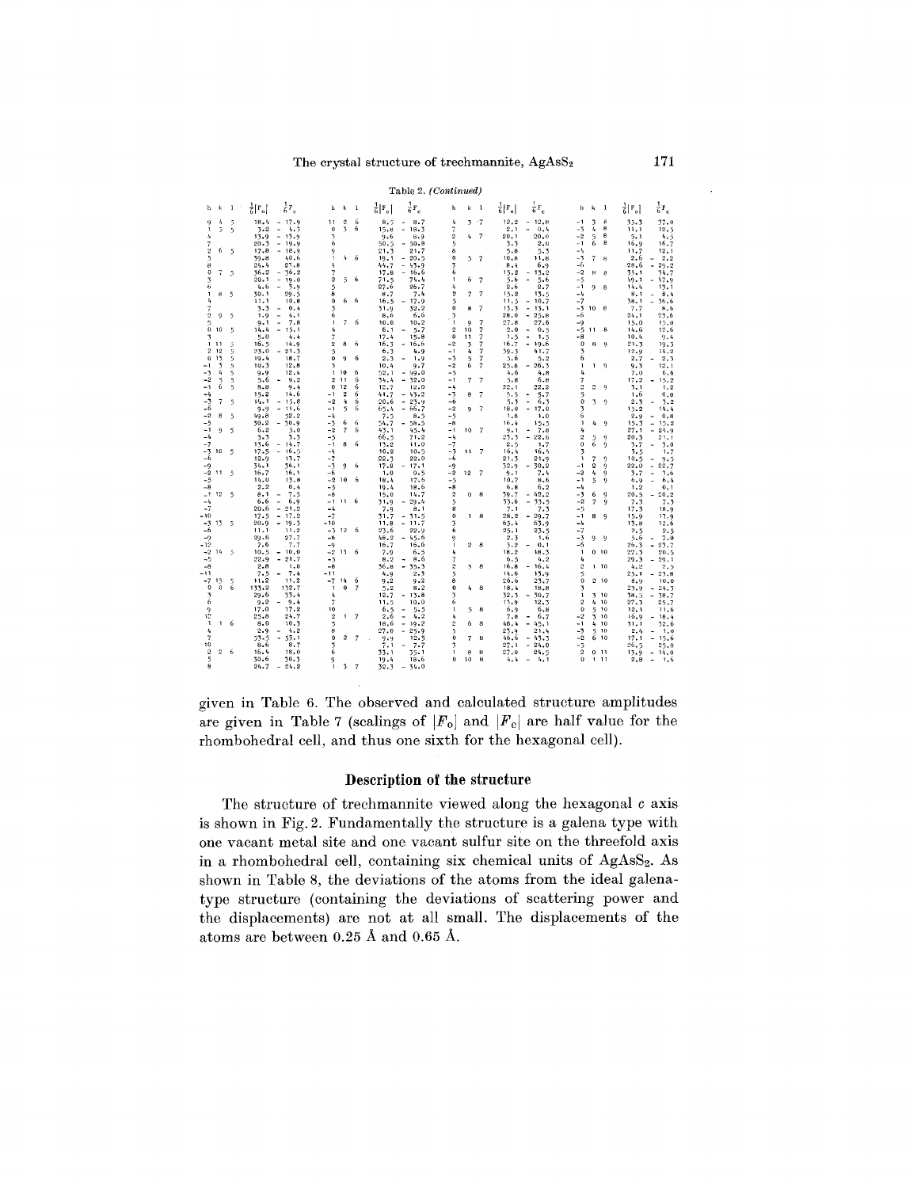Table 2. *(Continued)*

| h | k | l | $\frac{1}{6}\|F_o\|$ | $\frac{1}{6}F_c$ | h | k | l | $\frac{1}{6}\|F_o\|$ | $\frac{1}{6}F_c$ | h | k | l | $\frac{1}{6}\|F_o\|$ | $\frac{1}{6}F_c$ | h | k | l | $\frac{1}{6}\|F_o\|$ | $\frac{1}{6}F_c$ |
|---|---|---|---|---|---|---|---|---|---|---|---|---|---|---|---|---|---|---|---|
| 9 | 4 | 5 | 18.4 | -17.9 | 11 | 2 | 6 | 8.5 | -8.7 | 4 | 3 | 7 | 12.2 | -12.8 | -1 | 3 | 8 | 35.3 | 37.0 |
| 1 | 5 | 5 | 3.2 | -4.3 | 0 | 3 | 6 | 15.8 | -18.3 | 7 | | | 2.1 | -0.4 | -3 | 4 | 8 | 11.1 | 12.5 |
| 4 | | | 13.9 | -13.9 | 3 | | | 9.6 | 8.9 | 2 | 4 | 7 | 20.1 | 20.0 | -2 | 5 | 8 | 5.1 | 4.5 |
| 7 | | | 20.3 | -19.9 | 6 | | | 50.5 | -50.8 | 5 | | | 3.3 | 2.0 | -1 | 6 | 8 | 16.9 | 16.7 |
| 2 | 6 | 5 | 17.8 | -18.9 | 9 | | | 21.3 | 21.7 | 8 | | | 5.8 | 5.3 | -4 | | | 11.7 | 12.1 |
| 5 | | | 39.8 | 40.6 | 1 | 4 | 6 | 19.1 | -20.5 | 0 | 5 | 7 | 10.8 | 11.8 | -3 | 7 | 8 | 2.6 | -2.2 |
| 8 | | | 24.4 | 23.8 | 4 | | | 44.7 | -43.9 | 3 | | | 8.4 | 6.9 | -6 | | | 28.6 | -29.2 |
| 0 | 7 | 5 | 36.2 | -36.2 | 7 | | | 17.8 | -16.6 | 6 | | | 13.2 | -13.2 | -2 | 8 | 8 | 33.1 | 34.7 |
| 3 | | | 20.1 | -19.0 | 2 | 5 | 6 | 71.5 | 74.4 | 1 | 6 | 7 | 5.6 | -5.6 | -5 | | | 49.1 | -47.9 |
| 6 | | | 4.6 | -3.9 | 5 | | | 27.6 | 26.7 | 4 | | | 2.6 | 2.7 | -1 | 9 | 8 | 14.4 | 13.1 |
| 1 | 8 | 5 | 30.1 | 29.5 | 8 | | | 8.7 | 7.4 | 2 | 7 | 7 | 15.2 | 13.5 | -4 | | | 8.1 | -8.4 |
| 4 | | | 11.1 | 10.8 | 0 | 6 | 6 | 16.5 | -17.9 | 5 | | | 11.5 | -10.7 | -7 | | | 38.1 | -36.6 |
| 7 | | | 3.3 | -0.4 | 3 | | | 31.9 | 32.2 | 0 | 8 | 7 | 13.3 | -13.1 | -3 | 10 | 8 | 7.7 | 8.6 |
| 2 | 9 | 5 | 1.9 | -4.1 | 6 | | | 8.6 | 6.6 | 3 | | | 28.0 | -25.8 | -6 | | | 24.1 | 23.6 |
| 5 | | | 9.1 | -7.8 | 1 | 7 | 6 | 10.0 | 10.2 | 1 | 9 | 7 | 27.8 | 27.6 | -9 | | | 15.0 | 15.0 |
| 0 | 10 | 5 | 14.4 | -15.1 | 4 | | | 6.1 | -5.7 | 2 | 10 | 7 | 2.0 | -0.5 | -5 | 11 | 8 | 14.6 | 12.6 |
| 3 | | | 5.0 | 4.4 | 7 | | | 17.4 | 15.8 | 0 | 11 | 7 | 1.5 | -1.3 | -8 | | | 10.4 | 9.4 |
| 1 | 11 | 5 | 16.5 | 14.9 | 2 | 8 | 6 | 16.3 | -16.6 | -2 | 3 | 7 | 16.7 | -19.6 | 0 | 0 | 9 | 21.3 | 19.3 |
| 2 | 12 | 5 | 23.0 | -21.3 | 5 | | | 6.3 | 4.9 | -1 | 4 | 7 | 39.3 | 41.7 | 3 | | | 12.9 | 14.2 |
| 0 | 13 | 5 | 19.4 | 18.7 | 0 | 9 | 6 | 2.3 | -1.9 | -3 | 5 | 7 | 5.6 | 5.2 | 6 | | | 2.7 | -2.3 |
| -1 | 3 | 5 | 10.3 | 12.8 | 3 | | | 10.4 | 9.7 | -2 | 6 | 7 | 25.8 | -26.3 | 1 | 1 | 9 | 9.3 | 12.1 |
| -3 | 4 | 5 | 9.9 | 12.4 | 1 | 10 | 6 | 52.1 | -49.0 | -5 | | | 4.6 | 4.8 | 4 | | | 7.0 | 6.6 |
| -2 | 5 | 5 | 5.6 | -9.2 | 2 | 11 | 6 | 34.4 | -32.0 | -1 | 7 | 7 | 5.8 | 6.8 | 7 | | | 17.2 | -15.2 |
| -1 | 6 | 5 | 8.8 | 9.4 | 0 | 12 | 6 | 12.7 | 12.0 | -4 | | | 22.1 | 22.2 | 2 | 2 | 9 | 3.1 | 1.2 |
| -4 | | | 15.2 | 14.6 | -1 | 2 | 6 | 41.7 | -43.2 | -3 | 8 | 7 | 5.5 | -5.7 | 5 | | | 1.6 | 0.0 |
| -3 | 7 | 5 | 14.1 | -13.8 | -2 | 4 | 6 | 20.6 | -23.9 | -6 | | | 5.3 | -6.3 | 0 | 3 | 9 | 2.3 | -3.2 |
| -6 | | | 9.9 | -11.6 | -1 | 5 | 6 | 65.4 | -66.7 | -2 | 9 | 7 | 18.0 | -17.0 | 3 | | | 13.2 | 14.4 |
| -2 | 8 | 5 | 49.8 | 52.2 | -4 | | | 7.3 | 8.5 | -5 | | | 1.8 | 1.0 | 6 | | | 2.9 | -0.8 |
| -5 | | | 30.2 | -30.9 | -3 | 6 | 6 | 54.7 | -58.5 | -8 | | | 16.4 | 15.3 | 1 | 4 | 9 | 15.3 | -15.2 |
| -1 | 9 | 5 | 6.2 | 5.0 | -2 | 7 | 6 | 43.1 | 45.4 | -1 | 10 | 7 | 9.1 | -7.8 | 4 | | | 27.1 | -24.9 |
| -4 | | | 3.3 | 3.3 | -5 | | | 66.5 | 71.2 | -4 | | | 23.3 | -22.6 | 2 | 5 | 9 | 20.3 | 21.1 |
| -7 | | | 13.6 | -14.7 | -1 | 8 | 6 | 13.2 | 11.0 | -7 | | | 2.5 | 1.7 | 0 | 6 | 9 | 3.7 | -3.0 |
| -3 | 10 | 5 | 17.5 | 16.5 | -4 | | | 10.2 | 10.5 | -3 | 11 | 7 | 16.4 | 16.4 | 3 | | | 3.5 | 1.7 |
| -6 | | | 12.9 | 13.7 | -7 | | | 22.3 | 22.0 | -6 | | | 21.3 | 21.9 | 1 | 7 | 9 | 10.5 | -9.5 |
| -9 | | | 34.1 | 36.1 | -3 | 9 | 6 | 17.8 | -17.1 | -9 | | | 32.9 | -30.2 | -1 | 2 | 9 | 22.0 | -22.7 |
| -2 | 11 | 5 | 16.7 | 16.1 | -6 | | | 1.0 | 0.5 | -2 | 12 | 7 | 9.1 | 7.4 | -2 | 4 | 9 | 3.7 | -3.6 |
| -5 | | | 14.0 | 13.8 | -2 | 10 | 6 | 18.4 | 17.6 | -5 | | | 10.7 | 8.6 | -1 | 5 | 9 | 6.9 | -6.4 |
| -8 | | | 2.2 | 0.4 | -5 | | | 19.4 | 18.6 | -8 | | | 6.8 | 6.2 | -4 | | | 1.2 | 0.1 |
| -1 | 12 | 5 | 8.1 | -7.5 | -8 | | | 15.0 | 14.7 | 2 | 0 | 8 | 39.7 | -40.2 | -3 | 6 | 9 | 20.5 | -20.2 |
| -4 | | | 6.6 | -6.9 | -1 | 11 | 6 | 31.9 | -29.4 | 5 | | | 33.6 | -33.5 | -2 | 7 | 9 | 7.3 | 7.3 |
| -7 | | | 20.6 | -21.2 | -4 | | | 7.9 | 8.1 | 8 | | | 7.1 | 7.3 | -5 | | | 17.3 | 18.9 |
| -10 | | | 17.5 | -17.2 | -7 | | | 31.7 | -31.5 | 0 | 1 | 8 | 28.2 | -29.7 | -1 | 8 | 9 | 15.9 | 17.9 |
| -3 | 13 | 5 | 20.9 | -19.3 | -10 | | | 11.8 | -11.7 | 3 | | | 65.4 | 63.9 | -4 | | | 13.8 | 12.6 |
| -6 | | | 11.1 | 11.2 | -3 | 12 | 6 | 23.6 | 22.9 | 6 | | | 25.1 | 23.5 | -7 | | | 2.5 | 2.5 |
| -9 | | | 29.6 | 27.7 | -6 | | | 48.2 | -45.6 | 9 | | | 2.3 | 1.6 | -3 | 9 | 9 | 5.6 | -7.0 |
| -12 | | | 7.6 | 7.7 | -9 | | | 16.7 | 16.6 | 1 | 2 | 8 | 3.2 | -0.1 | -6 | | | 26.3 | -23.7 |
| -2 | 14 | 5 | 10.5 | -10.0 | -2 | 13 | 6 | 7.9 | 6.5 | 4 | | | 18.2 | 18.3 | 1 | 0 | 10 | 22.3 | 20.5 |
| -5 | | | 22.9 | -21.7 | -5 | | | 8.2 | -8.6 | 7 | | | 6.5 | 4.2 | 4 | | | 29.3 | -29.1 |
| -8 | | | 2.8 | 1.0 | -8 | | | 36.8 | -35.3 | 2 | 3 | 8 | 16.8 | -16.4 | 2 | 1 | 10 | 4.2 | 2.5 |
| -11 | | | 7.5 | -7.4 | -11 | | | 4.9 | 2.3 | 5 | | | 14.6 | 13.9 | 5 | | | 25.1 | -23.8 |
| -7 | 15 | 5 | 11.2 | 11.2 | -7 | 14 | 6 | 9.2 | 9.2 | 8 | | | 26.6 | 23.7 | 0 | 2 | 10 | 8.9 | 10.0 |
| 0 | 0 | 6 | 133.2 | 132.7 | 1 | 0 | 7 | 5.2 | 8.2 | 0 | 4 | 8 | 18.4 | 18.8 | 3 | | | 25.9 | -24.3 |
| 3 | | | 29.6 | 33.4 | 4 | | | 12.7 | -13.8 | 3 | | | 32.3 | -30.7 | 1 | 3 | 10 | 38.5 | -38.7 |
| 6 | | | 9.2 | -9.4 | 7 | | | 11.5 | 10.0 | 6 | | | 13.9 | 12.3 | 2 | 4 | 10 | 27.3 | 25.7 |
| 9 | | | 17.0 | 17.2 | 10 | | | 6.5 | -5.3 | 1 | 5 | 8 | 6.9 | 6.8 | 0 | 5 | 10 | 12.1 | 11.6 |
| 12 | | | 25.8 | 24.7 | 2 | 1 | 7 | 2.6 | -4.2 | 4 | | | 7.8 | -6.7 | -2 | 3 | 10 | 16.9 | -18.4 |
| 1 | 1 | 6 | 8.0 | 10.3 | 5 | | | 18.6 | -19.2 | 2 | 6 | 8 | 48.4 | -45.1 | -1 | 4 | 10 | 31.1 | 32.6 |
| 4 | | | 2.9 | -4.2 | 8 | | | 27.0 | -25.9 | 5 | | | 23.9 | 21.4 | -3 | 5 | 10 | 2.4 | -1.0 |
| 7 | | | 53.5 | -53.1 | 0 | 2 | 7 | 9.9 | 12.5 | 0 | 7 | 8 | 46.6 | -43.3 | -2 | 6 | 10 | 17.1 | -15.6 |
| 10 | | | 8.6 | 8.7 | 3 | | | 7.1 | -7.7 | 3 | | | 27.1 | -24.0 | -5 | | | 26.5 | 25.0 |
| 2 | 2 | 6 | 16.4 | 18.0 | 6 | | | 33.1 | 33.1 | 1 | 8 | 8 | 27.0 | 24.5 | 2 | 0 | 11 | 13.9 | -14.0 |
| 5 | | | 30.6 | 30.3 | 9 | | | 19.4 | 18.6 | 0 | 10 | 8 | 4.4 | -4.1 | 0 | 1 | 11 | 2.8 | -1.6 |
| 8 | | | 24.7 | -24.2 | 1 | 3 | 7 | 32.3 | -34.0 | | | | | | | | | | |

given in Table 6. The observed and calculated structure amplitudes are given in Table 7 (scalings of $|F_o|$ and $|F_c|$ are half value for the rhombohedral cell, and thus one sixth for the hexagonal cell).

## Description of the structure

The structure of trechmannite viewed along the hexagonal $c$ axis is shown in Fig. 2. Fundamentally the structure is a galena type with one vacant metal site and one vacant sulfur site on the threefold axis in a rhombohedral cell, containing six chemical units of $AgAsS_2$. As shown in Table 8, the deviations of the atoms from the ideal galena-type structure (containing the deviations of scattering power and the displacements) are not at all small. The displacements of the atoms are between 0.25 Å and 0.65 Å.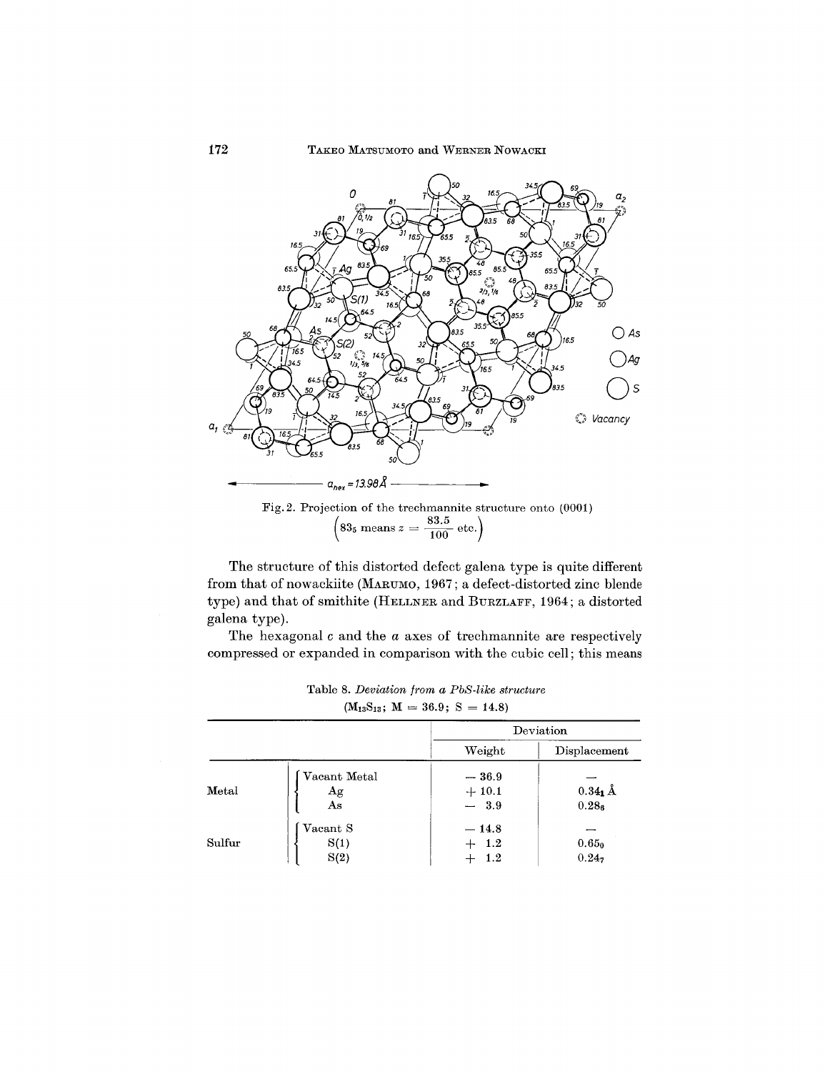Fig. 2. Projection of the trechmannite structure onto (0001) $\left(83_5 \text{ means } z = \frac{83.5}{100} \text{ etc.}\right)$

The structure of this distorted defect galena type is quite different from that of nowackiite (MARUMO, 1967; a defect-distorted zinc blende type) and that of smithite (HELLNER and BURZLAFF, 1964; a distorted galena type).

The hexagonal $c$ and the $a$ axes of trechmannite are respectively compressed or expanded in comparison with the cubic cell; this means

Table 8. *Deviation from a PbS-like structure* ($M_{13}S_{13}$; M = 36.9; S = 14.8)

| | | Deviation | |
|---|---|---|---|
| | | Weight | Displacement |
| Metal | Vacant Metal | − 36.9 | — |
| | Ag | + 10.1 | $0.34_1$ Å |
| | As | − 3.9 | $0.28_6$ |
| Sulfur | Vacant S | − 14.8 | — |
| | S(1) | + 1.2 | $0.65_0$ |
| | S(2) | + 1.2 | $0.24_7$ |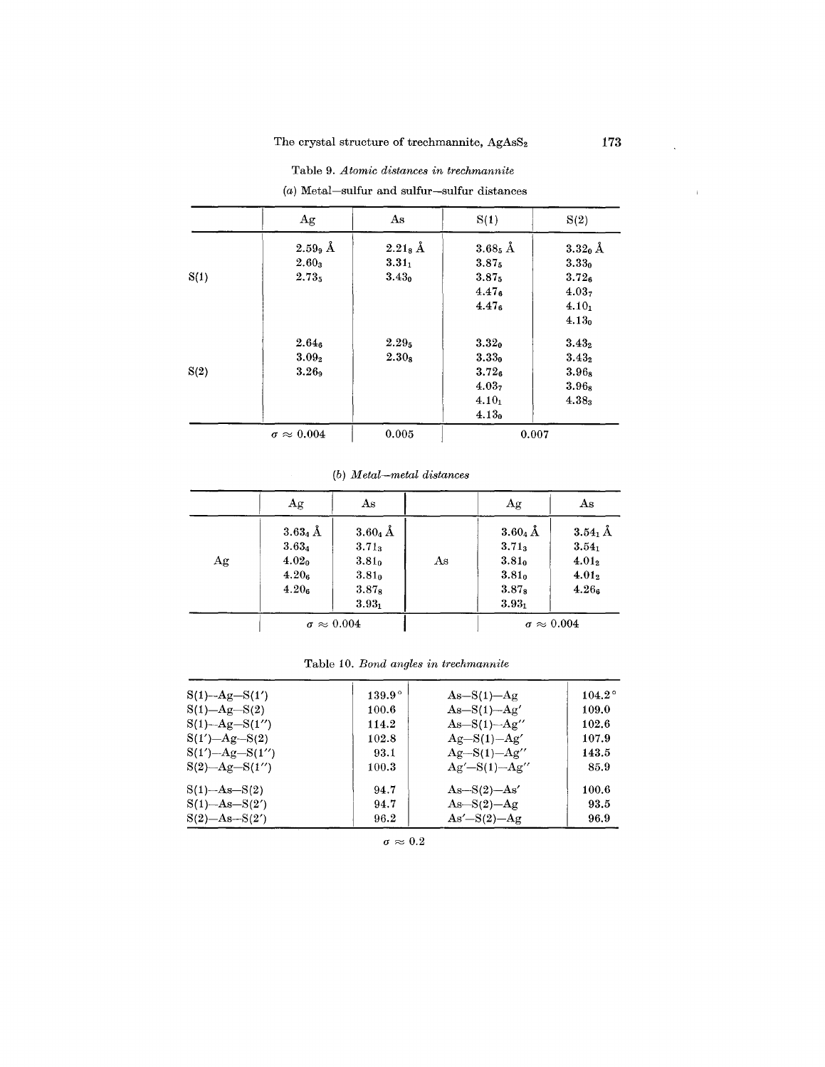Table 9. *Atomic distances in trechmannite*

(*a*) Metal—sulfur and sulfur—sulfur distances

| | Ag | As | S(1) | S(2) |
|---|---|---|---|---|
| S(1) | $2.59_9$ Å | $2.21_8$ Å | $3.68_5$ Å | $3.32_0$ Å |
| | $2.60_3$ | $3.31_1$ | $3.87_5$ | $3.33_0$ |
| | $2.73_5$ | $3.43_0$ | $3.87_5$ | $3.72_6$ |
| | | | $4.47_6$ | $4.03_7$ |
| | | | $4.47_6$ | $4.10_1$ |
| | | | | $4.13_0$ |
| S(2) | $2.64_6$ | $2.29_5$ | $3.32_0$ | $3.43_2$ |
| | $3.09_2$ | $2.30_8$ | $3.33_0$ | $3.43_2$ |
| | $3.26_9$ | | $3.72_6$ | $3.96_8$ |
| | | | $4.03_7$ | $3.96_8$ |
| | | | $4.10_1$ | $4.38_3$ |
| | | | $4.13_0$ | |
| | $\sigma \approx 0.004$ | 0.005 | 0.007 | |

(*b*) *Metal—metal distances*

| | Ag | As | | Ag | As |
|---|---|---|---|---|---|
| Ag | $3.63_4$ Å | $3.60_4$ Å | As | $3.60_4$ Å | $3.54_1$ Å |
| | $3.63_4$ | $3.71_3$ | | $3.71_3$ | $3.54_1$ |
| | $4.02_0$ | $3.81_0$ | | $3.81_0$ | $4.01_2$ |
| | $4.20_6$ | $3.81_0$ | | $3.81_0$ | $4.01_2$ |
| | $4.20_6$ | $3.87_8$ | | $3.87_8$ | $4.26_6$ |
| | | $3.93_1$ | | $3.93_1$ | |
| | $\sigma \approx 0.004$ | | | $\sigma \approx 0.004$ | |

Table 10. *Bond angles in trechmannite*

| | | | |
|---|---|---|---|
| S(1)—Ag—S(1′) | 139.9° | As—S(1)—Ag | 104.2° |
| S(1)—Ag—S(2) | 100.6 | As—S(1)—Ag′ | 109.0 |
| S(1)—Ag—S(1″) | 114.2 | As—S(1)—Ag″ | 102.6 |
| S(1′)—Ag—S(2) | 102.8 | Ag—S(1)—Ag′ | 107.9 |
| S(1′)—Ag—S(1″) | 93.1 | Ag—S(1)—Ag″ | 143.5 |
| S(2)—Ag—S(1″) | 100.3 | Ag′—S(1)—Ag″ | 85.9 |
| S(1)—As—S(2) | 94.7 | As—S(2)—As′ | 100.6 |
| S(1)—As—S(2′) | 94.7 | As—S(2)—Ag | 93.5 |
| S(2)—As—S(2′) | 96.2 | As′—S(2)—Ag | 96.9 |

$\sigma \approx 0.2$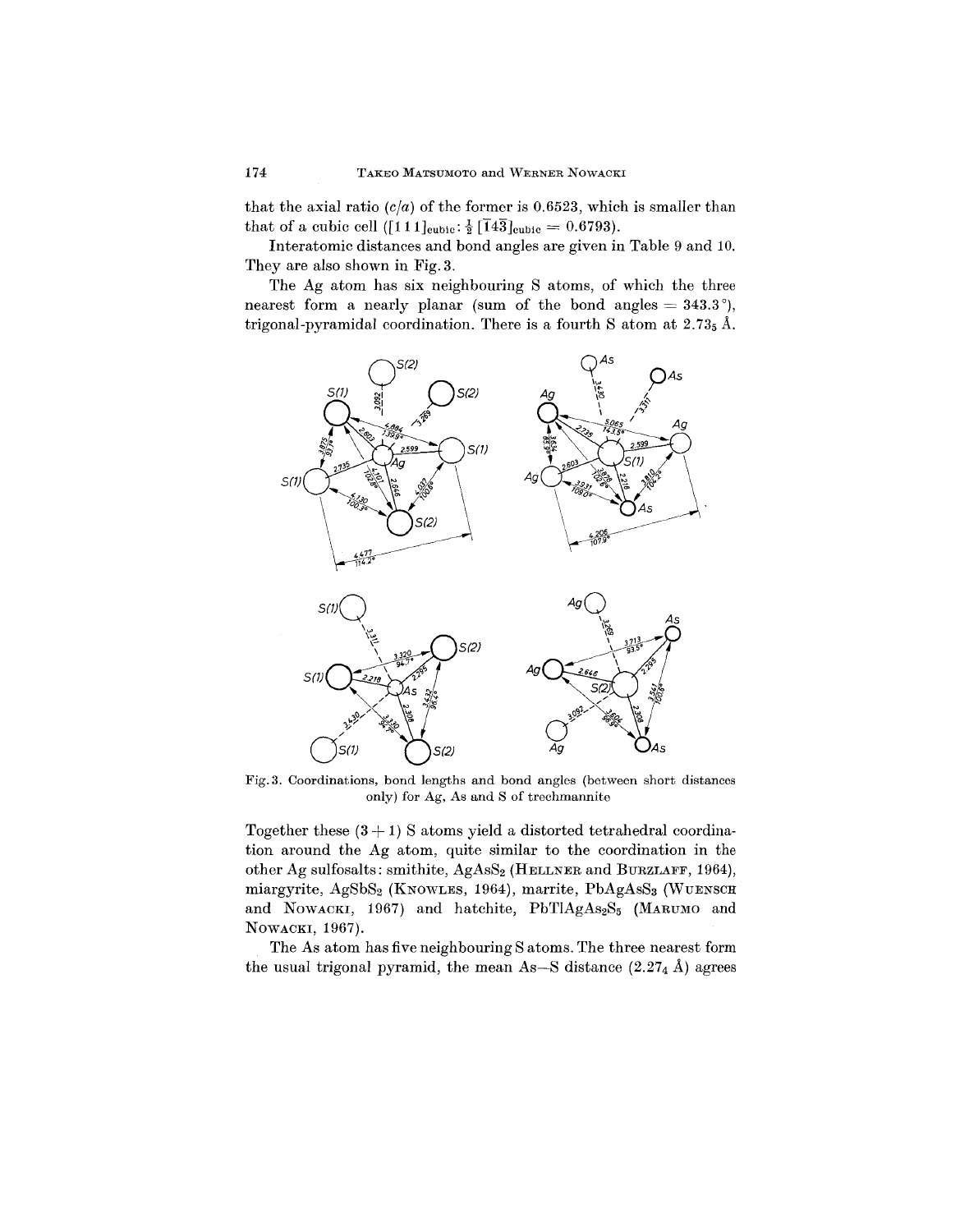that the axial ratio ($c/a$) of the former is 0.6523, which is smaller than that of a cubic cell ($[1\,1\,1]_{\text{cubic}}: \frac{1}{2}\,[\bar{1}4\bar{3}]_{\text{cubic}} = 0.6793$).

Interatomic distances and bond angles are given in Table 9 and 10. They are also shown in Fig. 3.

The Ag atom has six neighbouring S atoms, of which the three nearest form a nearly planar (sum of the bond angles = 343.3°), trigonal-pyramidal coordination. There is a fourth S atom at $2.73_5$ Å.

Fig. 3. Coordinations, bond lengths and bond angles (between short distances only) for Ag, As and S of trechmannite

Together these (3 + 1) S atoms yield a distorted tetrahedral coordination around the Ag atom, quite similar to the coordination in the other Ag sulfosalts: smithite, $AgAsS_2$ (HELLNER and BURZLAFF, 1964), miargyrite, $AgSbS_2$ (KNOWLES, 1964), marrite, $PbAgAsS_3$ (WUENSCH and NOWACKI, 1967) and hatchite, $PbTlAgAs_2S_5$ (MARUMO and NOWACKI, 1967).

The As atom has five neighbouring S atoms. The three nearest form the usual trigonal pyramid, the mean As—S distance ($2.27_4$ Å) agrees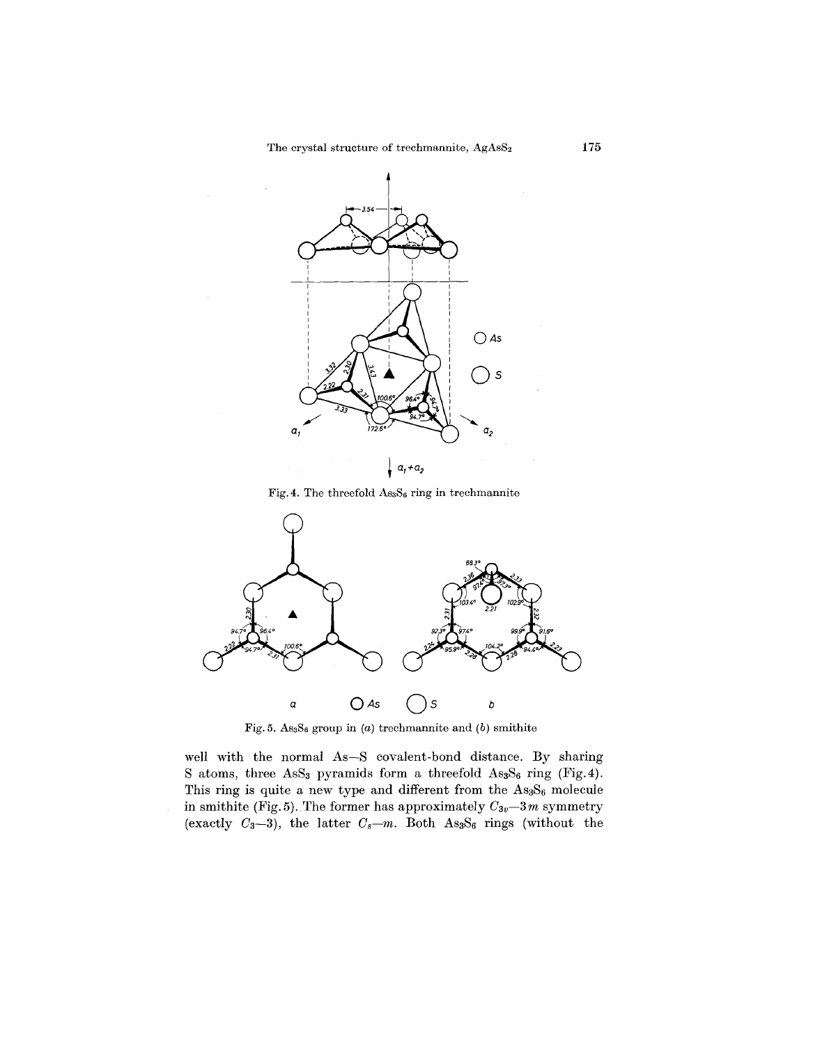Fig. 4. The threefold $As_3S_6$ ring in trechmannite

Fig. 5. $As_3S_6$ group in (*a*) trechmannite and (*b*) smithite

well with the normal As—S covalent-bond distance. By sharing S atoms, three $AsS_3$ pyramids form a threefold $As_3S_6$ ring (Fig. 4). This ring is quite a new type and different from the $As_3S_6$ molecule in smithite (Fig. 5). The former has approximately $C_{3v}$—$3m$ symmetry (exactly $C_3$—$3$), the latter $C_s$—$m$. Both $As_3S_6$ rings (without the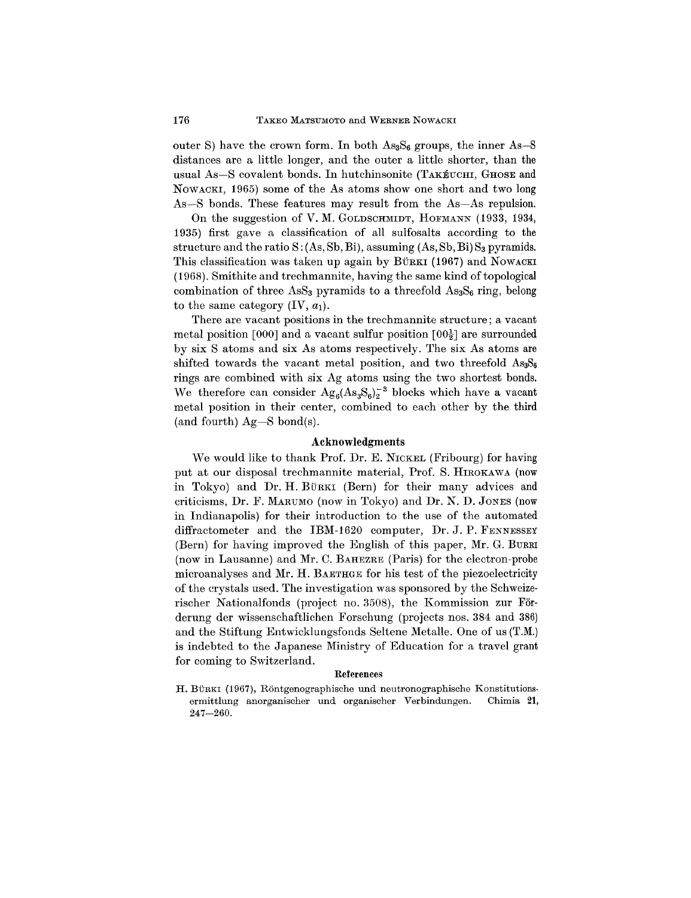outer S) have the crown form. In both $As_3S_6$ groups, the inner As—S distances are a little longer, and the outer a little shorter, than the usual As—S covalent bonds. In hutchinsonite (TAKÉUCHI, GHOSE and NOWACKI, 1965) some of the As atoms show one short and two long As—S bonds. These features may result from the As—As repulsion.

On the suggestion of V. M. GOLDSCHMIDT, HOFMANN (1933, 1934, 1935) first gave a classification of all sulfosalts according to the structure and the ratio S:(As, Sb, Bi), assuming (As, Sb, Bi)$S_3$ pyramids. This classification was taken up again by BÜRKI (1967) and NOWACKI (1968). Smithite and trechmannite, having the same kind of topological combination of three $AsS_3$ pyramids to a threefold $As_3S_6$ ring, belong to the same category (IV, $a_1$).

There are vacant positions in the trechmannite structure; a vacant metal position [000] and a vacant sulfur position [$00\frac{1}{2}$] are surrounded by six S atoms and six As atoms respectively. The six As atoms are shifted towards the vacant metal position, and two threefold $As_3S_6$ rings are combined with six Ag atoms using the two shortest bonds. We therefore can consider $Ag_6(As_3S_6)_2^{-3}$ blocks which have a vacant metal position in their center, combined to each other by the third (and fourth) Ag—S bond(s).

## Acknowledgments

We would like to thank Prof. Dr. E. NICKEL (Fribourg) for having put at our disposal trechmannite material, Prof. S. HIROKAWA (now in Tokyo) and Dr. H. BÜRKI (Bern) for their many advices and criticisms, Dr. F. MARUMO (now in Tokyo) and Dr. N. D. JONES (now in Indianapolis) for their introduction to the use of the automated diffractometer and the IBM-1620 computer, Dr. J. P. FENNESSEY (Bern) for having improved the English of this paper, Mr. G. BURRI (now in Lausanne) and Mr. C. BAHEZRE (Paris) for the electron-probe microanalyses and Mr. H. BAETHGE for his test of the piezoelectricity of the crystals used. The investigation was sponsored by the Schweizerischer Nationalfonds (project no. 3508), the Kommission zur Förderung der wissenschaftlichen Forschung (projects nos. 384 and 386) and the Stiftung Entwicklungsfonds Seltene Metalle. One of us (T.M.) is indebted to the Japanese Ministry of Education for a travel grant for coming to Switzerland.

## References

H. BÜRKI (1967), Röntgenographische und neutronographische Konstitutionsermittlung anorganischer und organischer Verbindungen. Chimia 21, 247—260.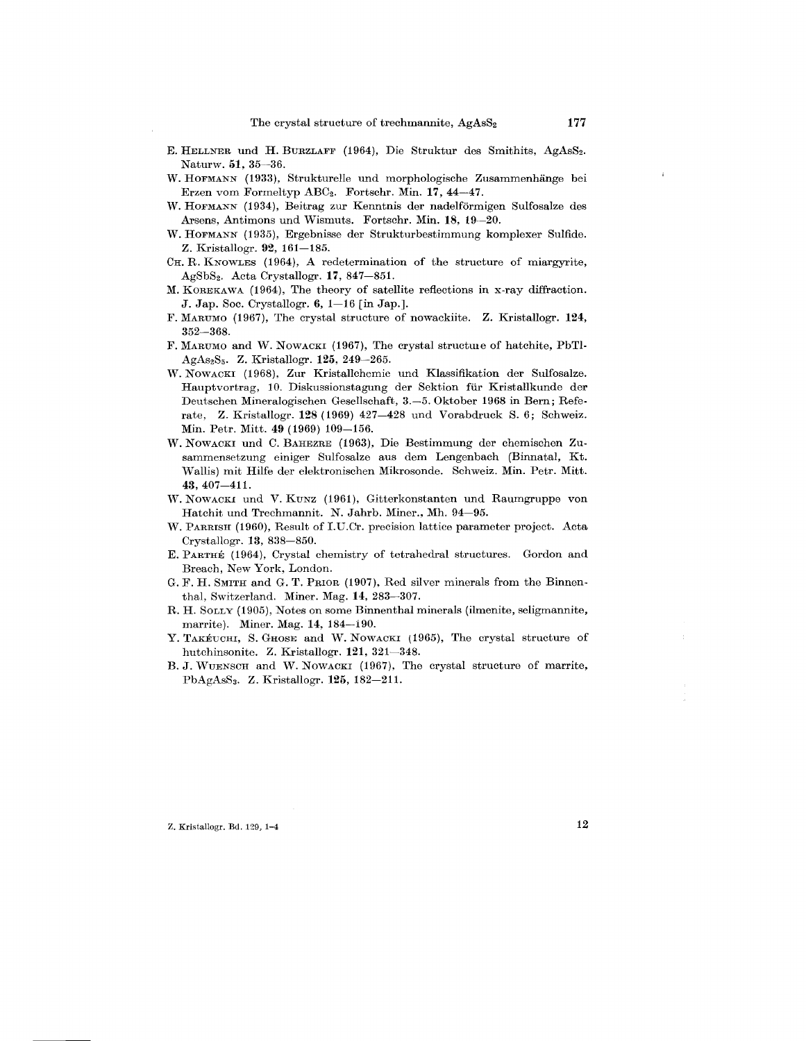E. Hellner und H. Burzlaff (1964), Die Struktur des Smithits, $AgAsS_2$. Naturw. **51**, 35–36.

W. Hofmann (1933), Strukturelle und morphologische Zusammenhänge bei Erzen vom Formeltyp $ABC_2$. Fortschr. Min. **17**, 44–47.

W. Hofmann (1934), Beitrag zur Kenntnis der nadelförmigen Sulfosalze des Arsens, Antimons und Wismuts. Fortschr. Min. **18**, 19–20.

W. Hofmann (1935), Ergebnisse der Strukturbestimmung komplexer Sulfide. Z. Kristallogr. **92**, 161–185.

Ch. R. Knowles (1964), A redetermination of the structure of miargyrite, $AgSbS_2$. Acta Crystallogr. **17**, 847–851.

M. Korekawa (1964), The theory of satellite reflections in x-ray diffraction. J. Jap. Soc. Crystallogr. **6**, 1–16 [in Jap.].

F. Marumo (1967), The crystal structure of nowackiite. Z. Kristallogr. **124**, 352–368.

F. Marumo and W. Nowacki (1967), The crystal structure of hatchite, $PbTlAgAs_2S_5$. Z. Kristallogr. **125**, 249–265.

W. Nowacki (1968), Zur Kristallchemie und Klassifikation der Sulfosalze. Hauptvortrag, 10. Diskussionstagung der Sektion für Kristallkunde der Deutschen Mineralogischen Gesellschaft, 3.–5. Oktober 1968 in Bern; Referate, Z. Kristallogr. **128** (1969) 427–428 und Vorabdruck S. 6; Schweiz. Min. Petr. Mitt. **49** (1969) 109–156.

W. Nowacki und C. Bahezre (1963), Die Bestimmung der chemischen Zusammensetzung einiger Sulfosalze aus dem Lengenbach (Binnatal, Kt. Wallis) mit Hilfe der elektronischen Mikrosonde. Schweiz. Min. Petr. Mitt. **43**, 407–411.

W. Nowacki und V. Kunz (1961), Gitterkonstanten und Raumgruppe von Hatchit und Trechmannit. N. Jahrb. Miner., Mh. 94–95.

W. Parrish (1960), Result of I.U.Cr. precision lattice parameter project. Acta Crystallogr. **13**, 838–850.

E. Parthé (1964), Crystal chemistry of tetrahedral structures. Gordon and Breach, New York, London.

G. F. H. Smith and G. T. Prior (1907), Red silver minerals from the Binnenthal, Switzerland. Miner. Mag. **14**, 283–307.

R. H. Solly (1905), Notes on some Binnenthal minerals (ilmenite, seligmannite, marrite). Miner. Mag. **14**, 184–190.

Y. Takéuchi, S. Ghose and W. Nowacki (1965), The crystal structure of hutchinsonite. Z. Kristallogr. **121**, 321–348.

B. J. Wuensch and W. Nowacki (1967), The crystal structure of marrite, $PbAgAsS_3$. Z. Kristallogr. **125**, 182–211.